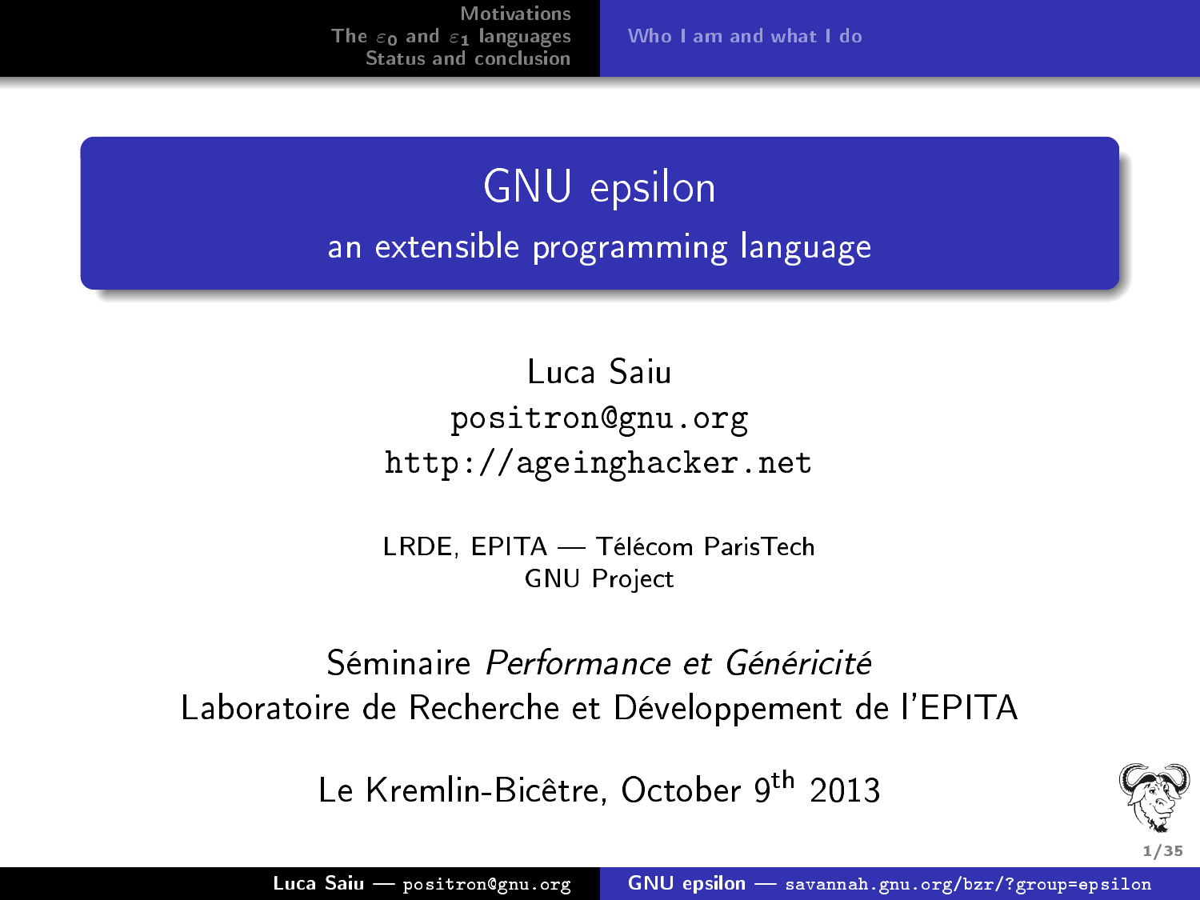# GNU epsilon

## an extensible programming language

Luca Saiu
positron@gnu.org
http://ageinghacker.net

LRDE, EPITA — Télécom ParisTech
GNU Project

Séminaire *Performance et Généricité*
Laboratoire de Recherche et Développement de l'EPITA

Le Kremlin-Bicêtre, October 9th 2013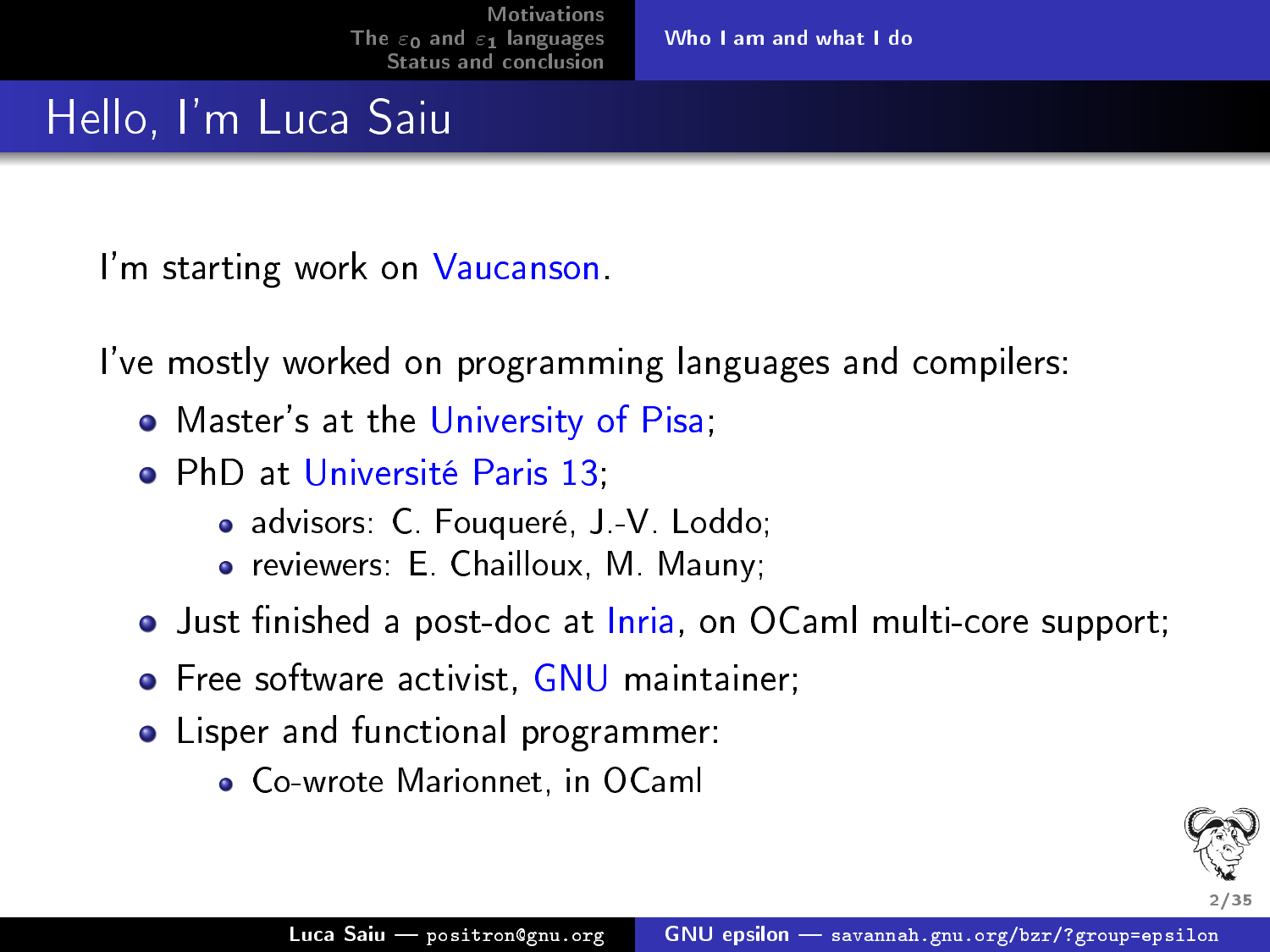# Hello, I'm Luca Saiu

I'm starting work on Vaucanson.

I've mostly worked on programming languages and compilers:

- Master's at the University of Pisa;
- PhD at Université Paris 13;
  - advisors: C. Fouqueré, J.-V. Loddo;
  - reviewers: E. Chailloux, M. Mauny;
- Just finished a post-doc at Inria, on OCaml multi-core support;
- Free software activist, GNU maintainer;
- Lisper and functional programmer:
  - Co-wrote Marionnet, in OCaml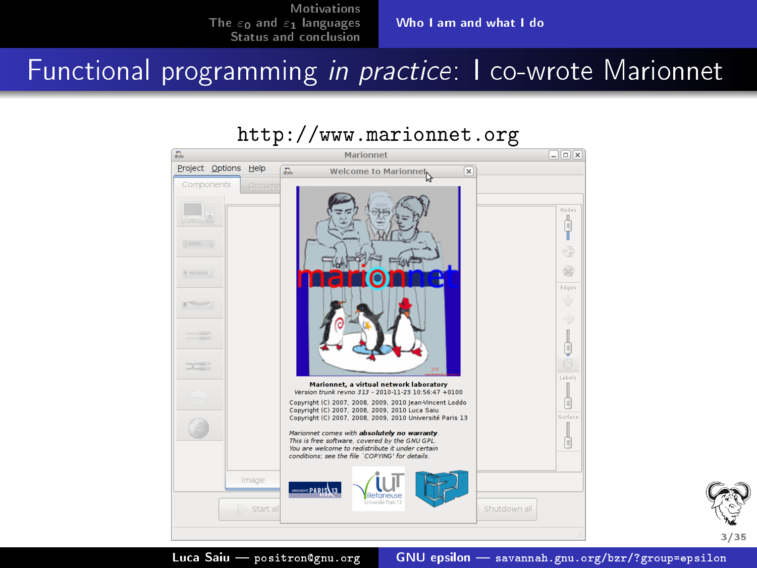# Functional programming *in practice*: I co-wrote Marionnet

http://www.marionnet.org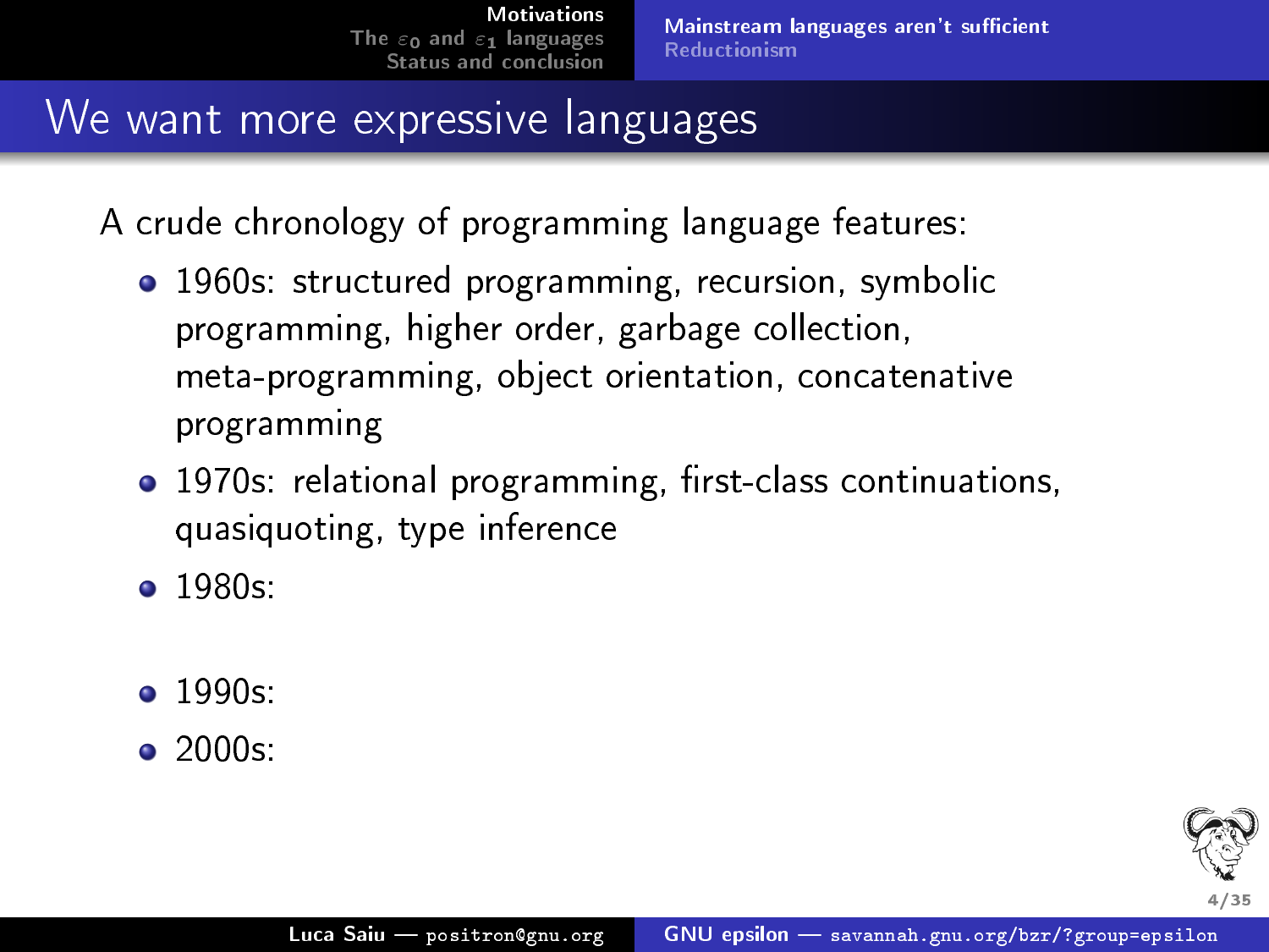# We want more expressive languages

A crude chronology of programming language features:

- 1960s: structured programming, recursion, symbolic programming, higher order, garbage collection, meta-programming, object orientation, concatenative programming
- 1970s: relational programming, first-class continuations, quasiquoting, type inference
- 1980s:
- 1990s:
- 2000s: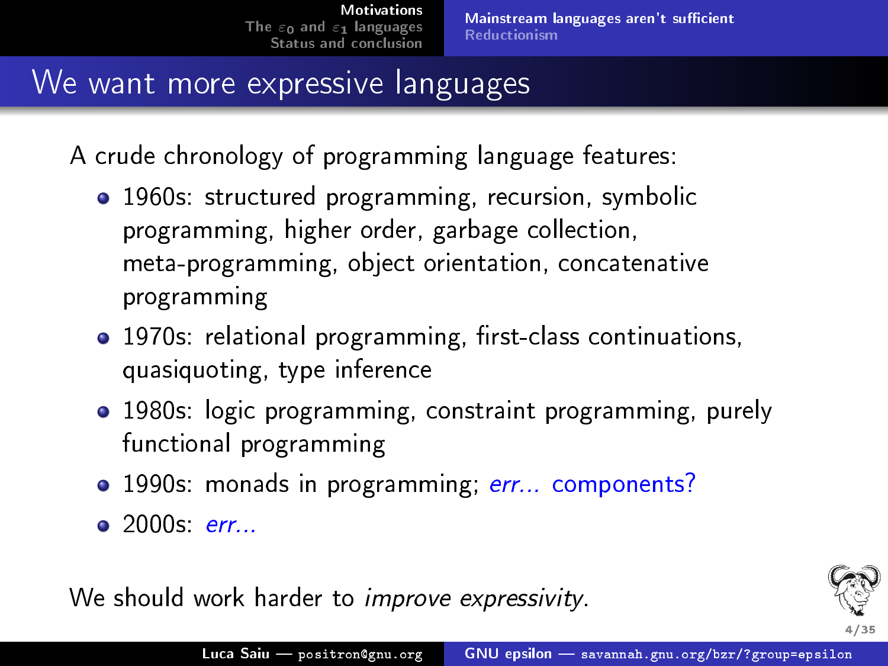# We want more expressive languages

A crude chronology of programming language features:

- 1960s: structured programming, recursion, symbolic programming, higher order, garbage collection, meta-programming, object orientation, concatenative programming
- 1970s: relational programming, first-class continuations, quasiquoting, type inference
- 1980s: logic programming, constraint programming, purely functional programming
- 1990s: monads in programming; *err...* components?
- 2000s: *err...*

We should work harder to *improve expressivity*.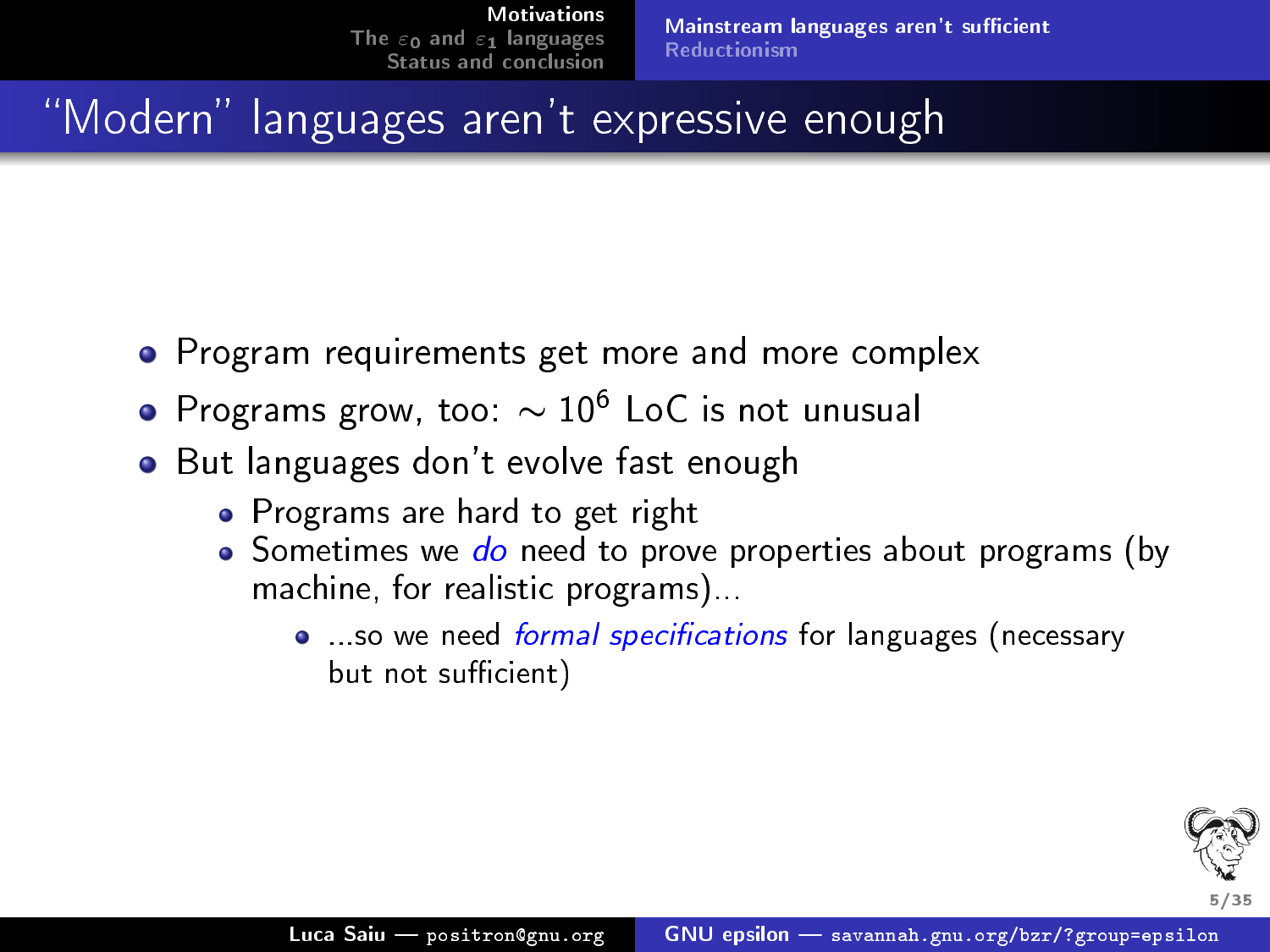# "Modern" languages aren't expressive enough

- Program requirements get more and more complex
- Programs grow, too: $\sim 10^6$ LoC is not unusual
- But languages don't evolve fast enough
  - Programs are hard to get right
  - Sometimes we *do* need to prove properties about programs (by machine, for realistic programs)...
    - ...so we need *formal specifications* for languages (necessary but not sufficient)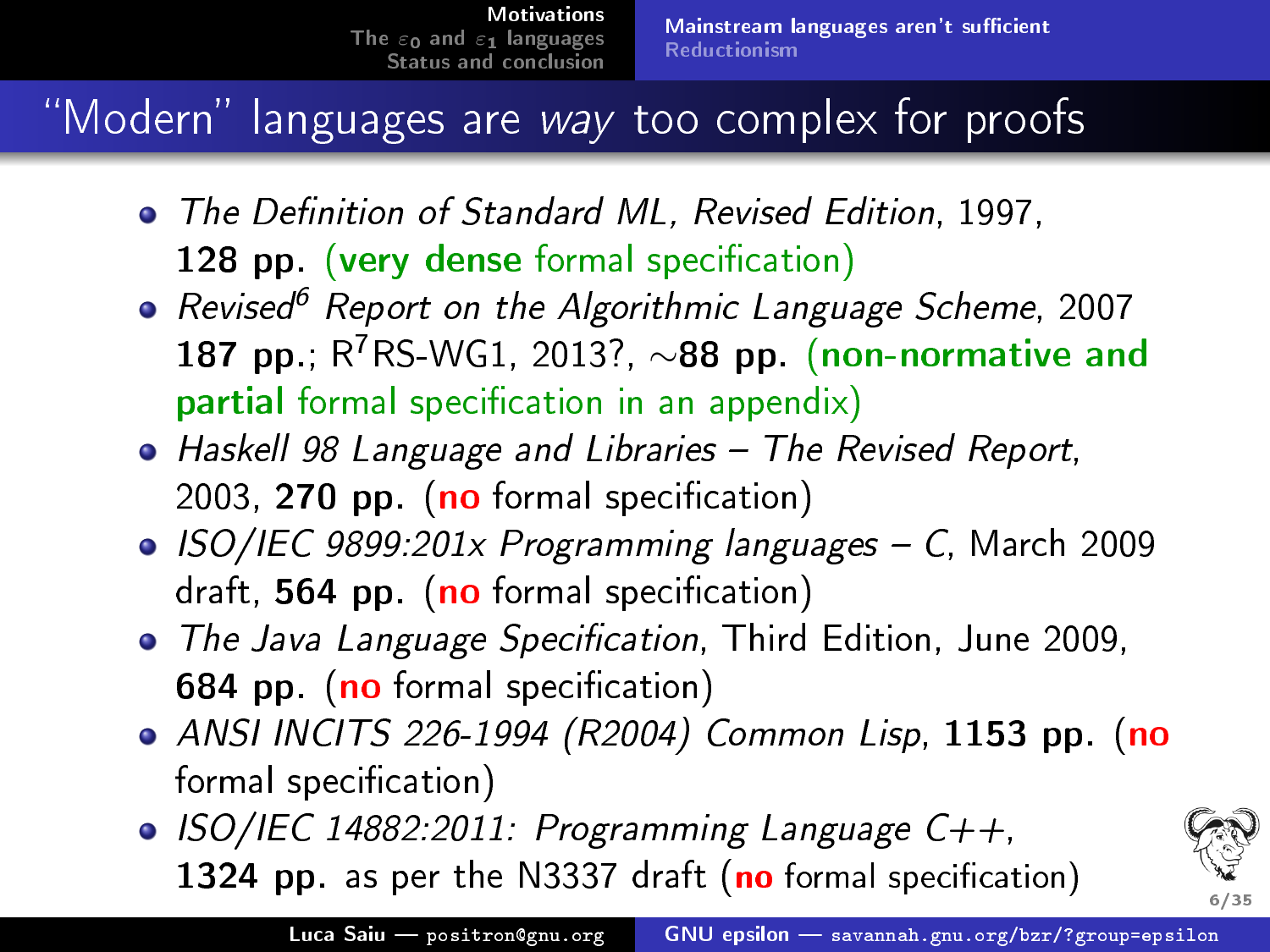# “Modern” languages are *way* too complex for proofs

- *The Definition of Standard ML, Revised Edition*, 1997, **128 pp.** (**very dense** formal specification)
- *Revised$^6$ Report on the Algorithmic Language Scheme*, 2007 **187 pp.**; R$^7$RS-WG1, 2013?, ~**88 pp.** (**non-normative and partial** formal specification in an appendix)
- *Haskell 98 Language and Libraries – The Revised Report*, 2003, **270 pp.** (**no** formal specification)
- *ISO/IEC 9899:201x Programming languages – C*, March 2009 draft, **564 pp.** (**no** formal specification)
- *The Java Language Specification*, Third Edition, June 2009, **684 pp.** (**no** formal specification)
- *ANSI INCITS 226-1994 (R2004) Common Lisp*, **1153 pp.** (**no** formal specification)
- *ISO/IEC 14882:2011: Programming Language C++*, **1324 pp.** as per the N3337 draft (**no** formal specification)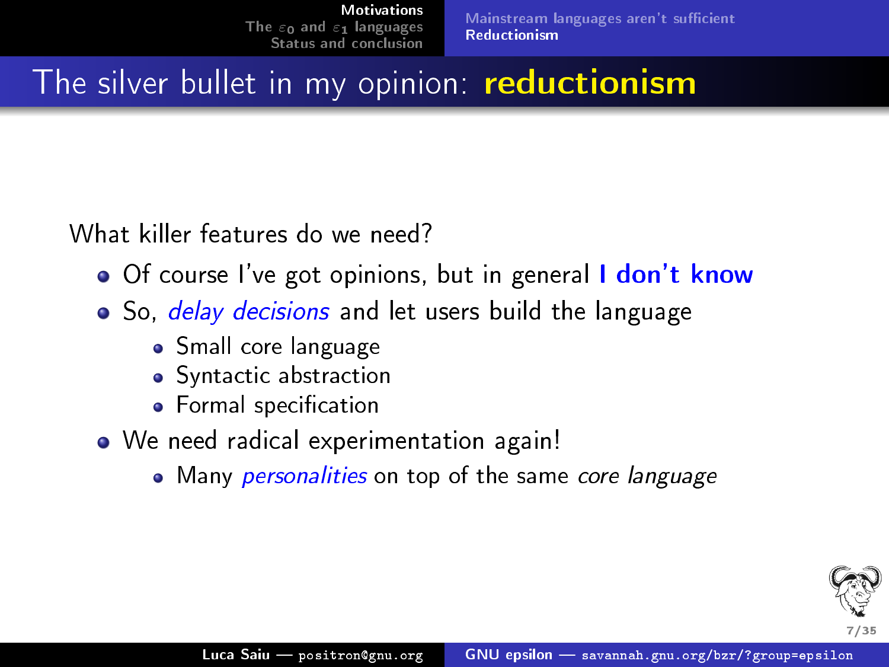# The silver bullet in my opinion: **reductionism**

What killer features do we need?

- Of course I've got opinions, but in general **I don't know**
- So, *delay decisions* and let users build the language
  - Small core language
  - Syntactic abstraction
  - Formal specification
- We need radical experimentation again!
  - Many *personalities* on top of the same *core language*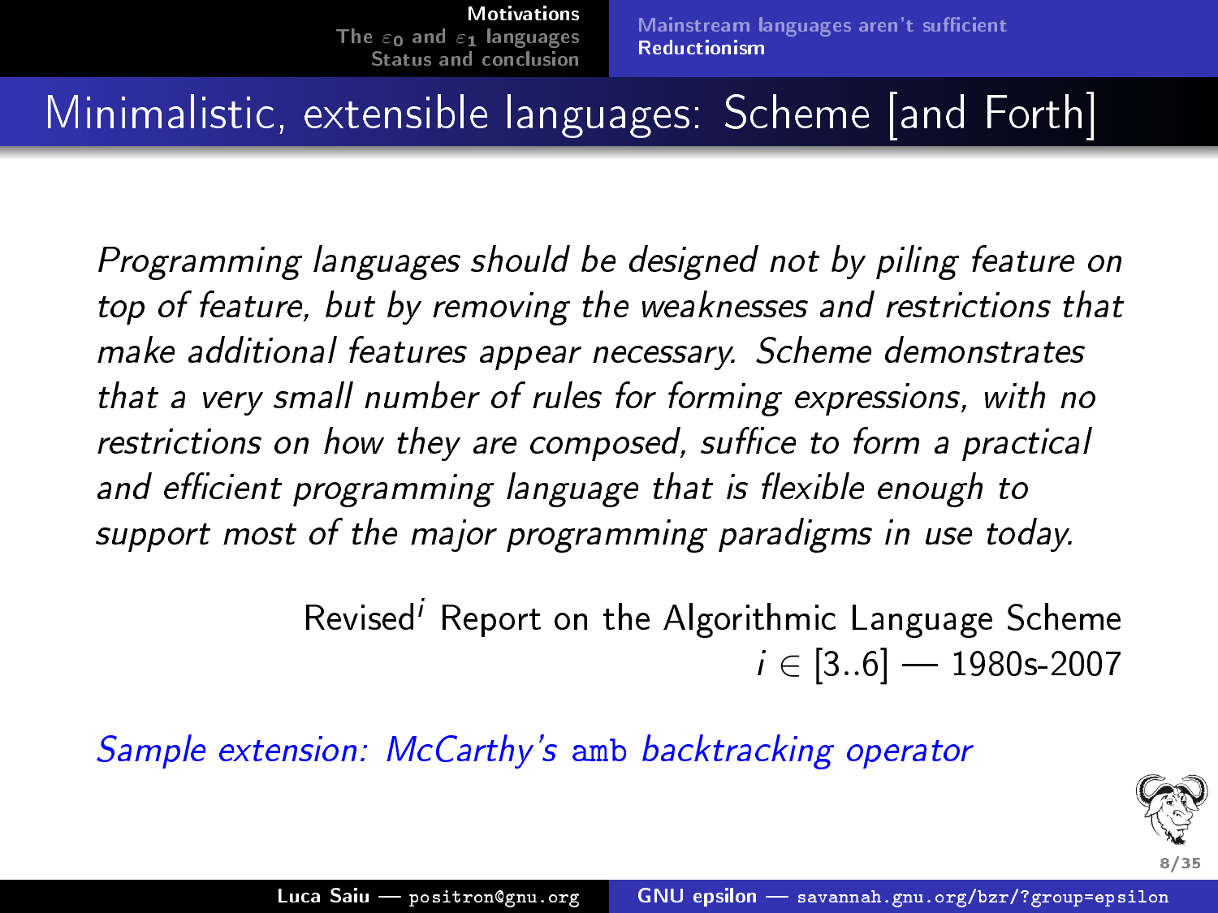# Minimalistic, extensible languages: Scheme [and Forth]

*Programming languages should be designed not by piling feature on top of feature, but by removing the weaknesses and restrictions that make additional features appear necessary. Scheme demonstrates that a very small number of rules for forming expressions, with no restrictions on how they are composed, suffice to form a practical and efficient programming language that is flexible enough to support most of the major programming paradigms in use today.*

Revised$^{i}$ Report on the Algorithmic Language Scheme
$i \in [3..6]$ — 1980s-2007

*Sample extension: McCarthy's* `amb` *backtracking operator*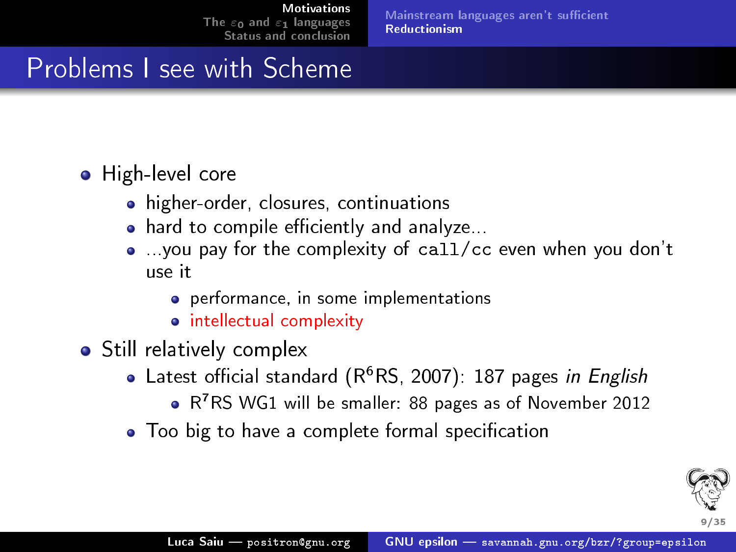# Problems I see with Scheme

- High-level core
  - higher-order, closures, continuations
  - hard to compile efficiently and analyze...
  - ...you pay for the complexity of `call/cc` even when you don't use it
    - performance, in some implementations
    - intellectual complexity
- Still relatively complex
  - Latest official standard ($R^6RS$, 2007): 187 pages *in English*
    - $R^7RS$ WG1 will be smaller: 88 pages as of November 2012
  - Too big to have a complete formal specification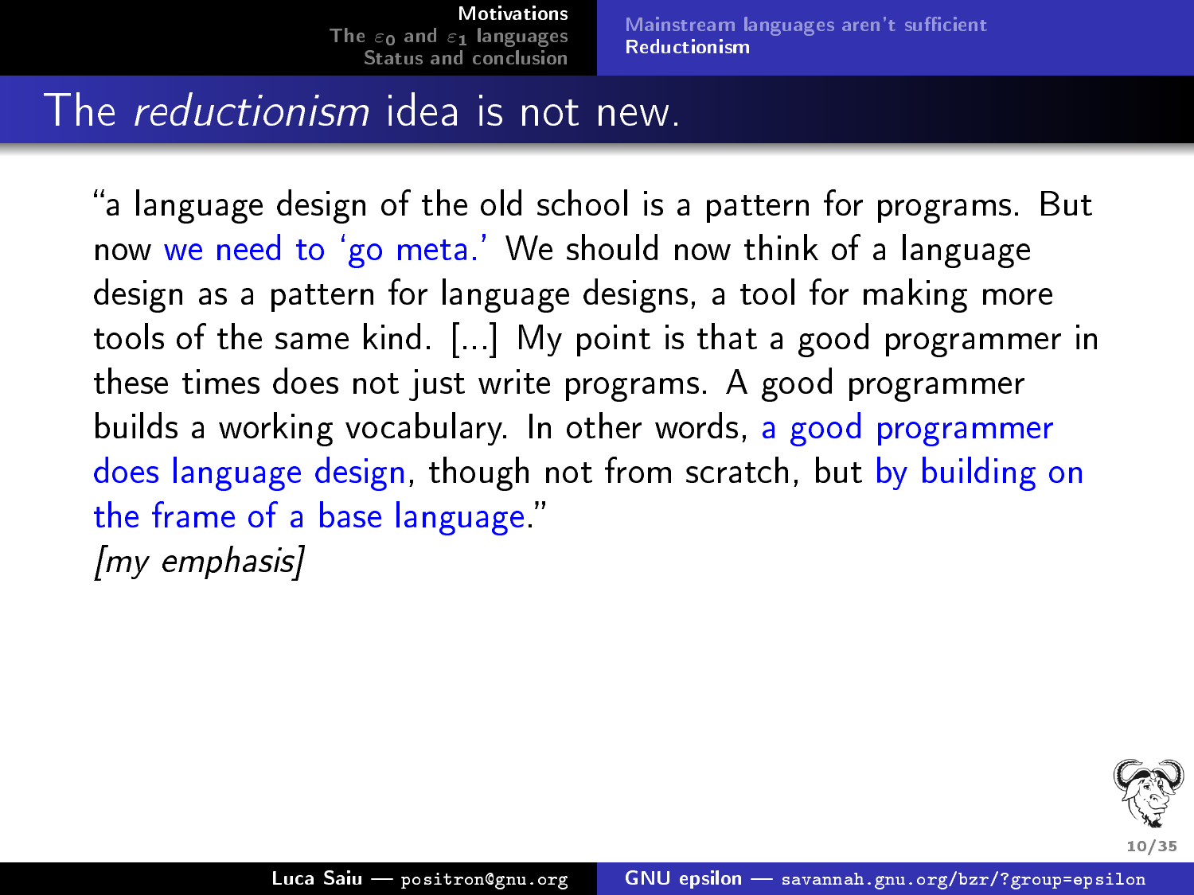# The *reductionism* idea is not new.

"a language design of the old school is a pattern for programs. But now we need to 'go meta.' We should now think of a language design as a pattern for language designs, a tool for making more tools of the same kind. [...] My point is that a good programmer in these times does not just write programs. A good programmer builds a working vocabulary. In other words, a good programmer does language design, though not from scratch, but by building on the frame of a base language."

*[my emphasis]*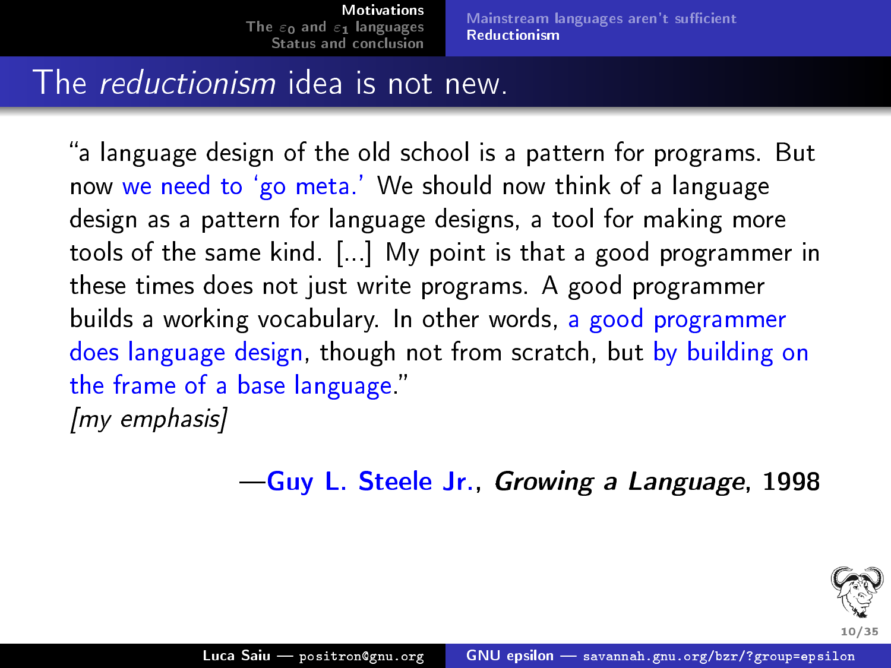# The *reductionism* idea is not new.

"a language design of the old school is a pattern for programs. But now we need to 'go meta.' We should now think of a language design as a pattern for language designs, a tool for making more tools of the same kind. [...] My point is that a good programmer in these times does not just write programs. A good programmer builds a working vocabulary. In other words, a good programmer does language design, though not from scratch, but by building on the frame of a base language."
*[my emphasis]*

—**Guy L. Steele Jr.**, ***Growing a Language***, **1998**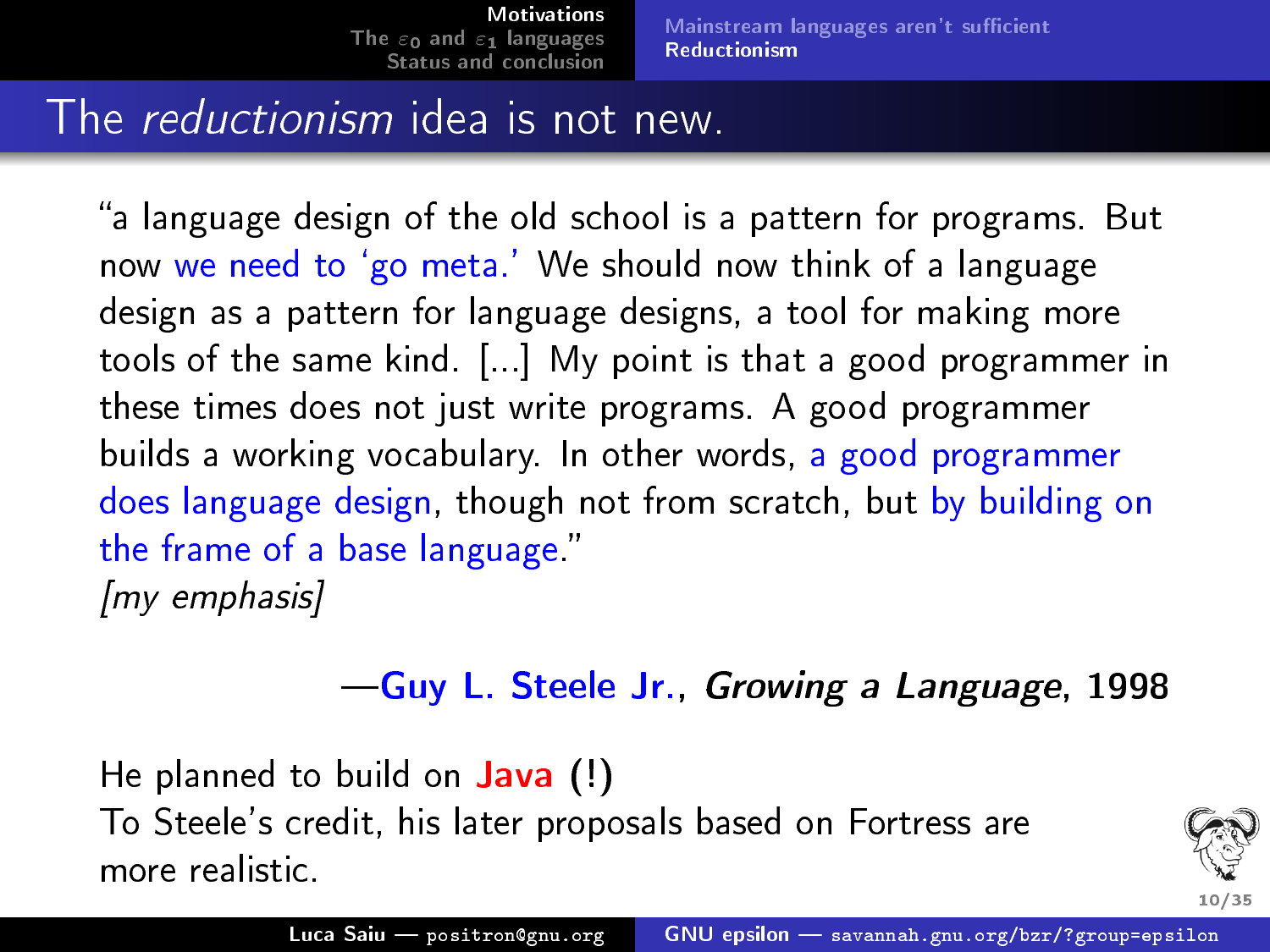# The *reductionism* idea is not new.

"a language design of the old school is a pattern for programs. But now we need to 'go meta.' We should now think of a language design as a pattern for language designs, a tool for making more tools of the same kind. [...] My point is that a good programmer in these times does not just write programs. A good programmer builds a working vocabulary. In other words, a good programmer does language design, though not from scratch, but by building on the frame of a base language."
*[my emphasis]*

—**Guy L. Steele Jr.**, ***Growing a Language***, **1998**

He planned to build on **Java** (!)
To Steele's credit, his later proposals based on Fortress are more realistic.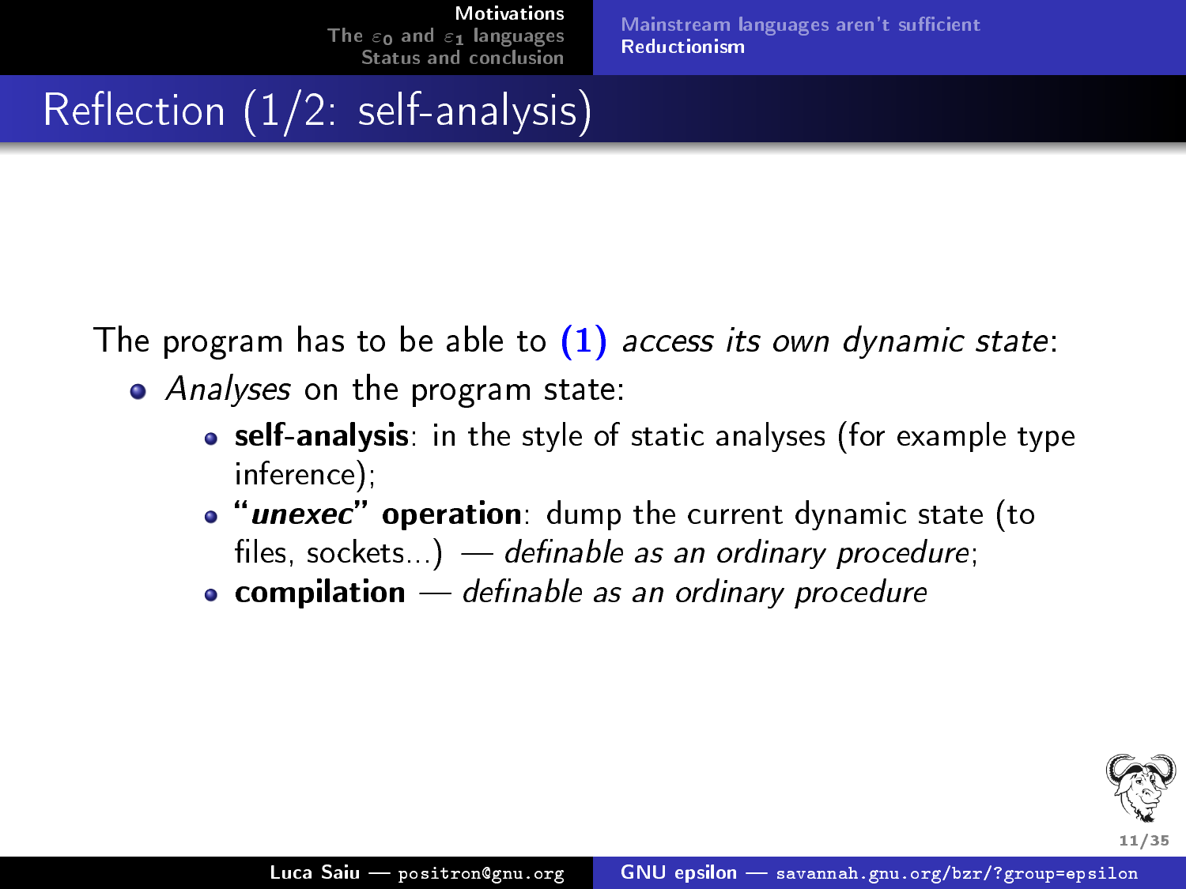# Reflection (1/2: self-analysis)

The program has to be able to **(1)** *access its own dynamic state*:

- *Analyses* on the program state:
  - **self-analysis**: in the style of static analyses (for example type inference);
  - **"*unexec*" operation**: dump the current dynamic state (to files, sockets...) — *definable as an ordinary procedure*;
  - **compilation** — *definable as an ordinary procedure*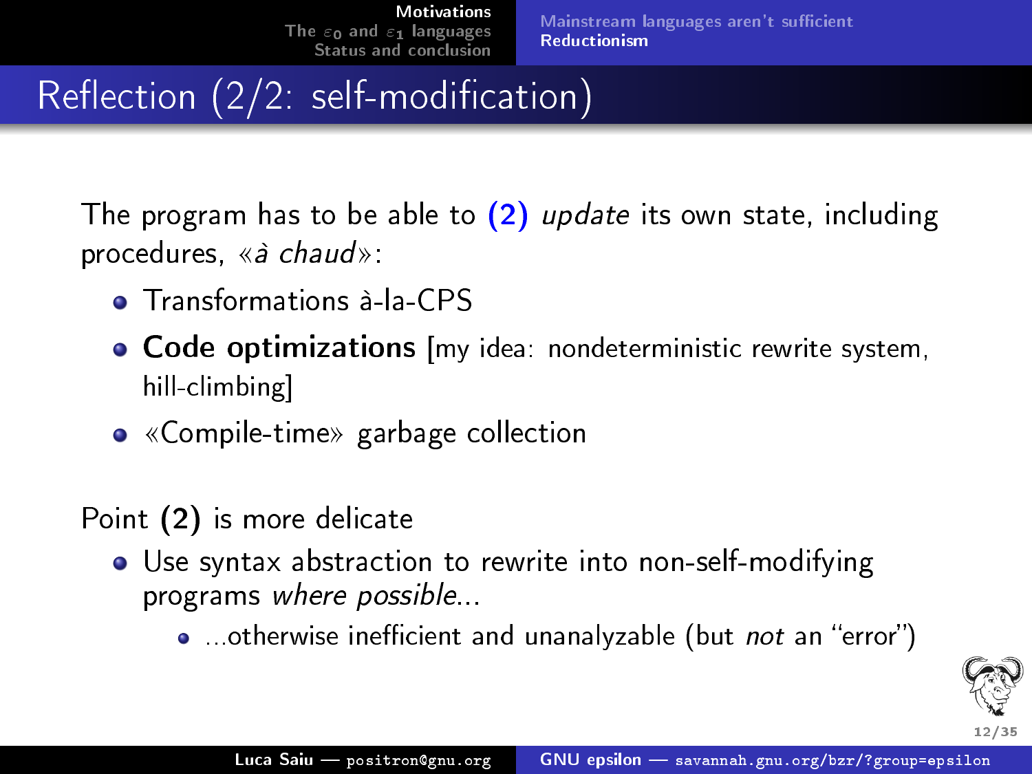# Reflection (2/2: self-modification)

The program has to be able to **(2)** *update* its own state, including procedures, «*à chaud*»:

- Transformations à-la-CPS
- **Code optimizations** [my idea: nondeterministic rewrite system, hill-climbing]
- «Compile-time» garbage collection

Point **(2)** is more delicate

- Use syntax abstraction to rewrite into non-self-modifying programs *where possible*...
    - ...otherwise inefficient and unanalyzable (but *not* an "error")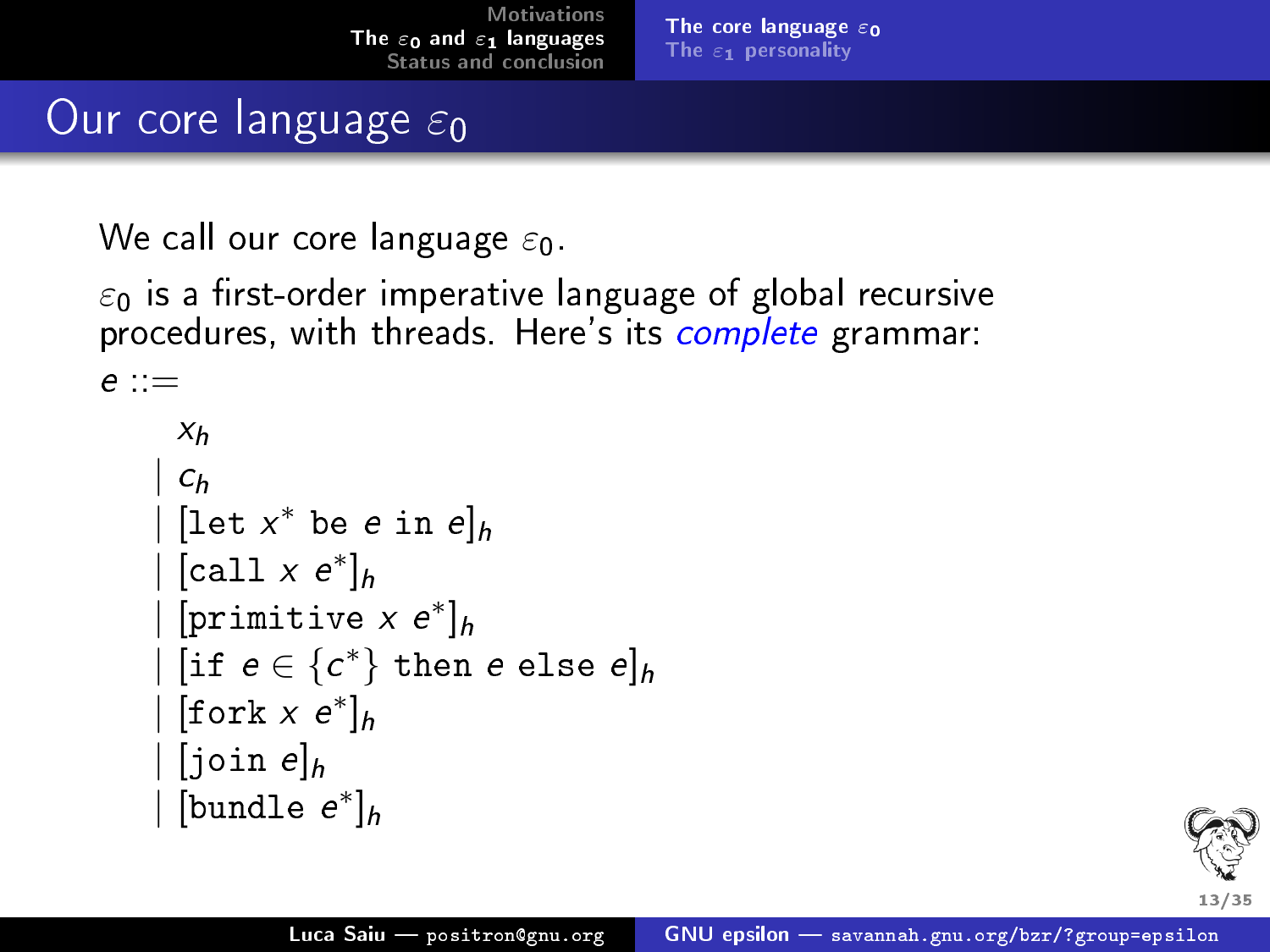# Our core language $\varepsilon_0$

We call our core language $\varepsilon_0$.

$\varepsilon_0$ is a first-order imperative language of global recursive procedures, with threads. Here's its *complete* grammar:

$$
\begin{aligned}
e ::= \;& x_h \\
\mid\;& c_h \\
\mid\;& [\texttt{let}\ x^*\ \texttt{be}\ e\ \texttt{in}\ e]_h \\
\mid\;& [\texttt{call}\ x\ e^*]_h \\
\mid\;& [\texttt{primitive}\ x\ e^*]_h \\
\mid\;& [\texttt{if}\ e \in \{c^*\}\ \texttt{then}\ e\ \texttt{else}\ e]_h \\
\mid\;& [\texttt{fork}\ x\ e^*]_h \\
\mid\;& [\texttt{join}\ e]_h \\
\mid\;& [\texttt{bundle}\ e^*]_h
\end{aligned}
$$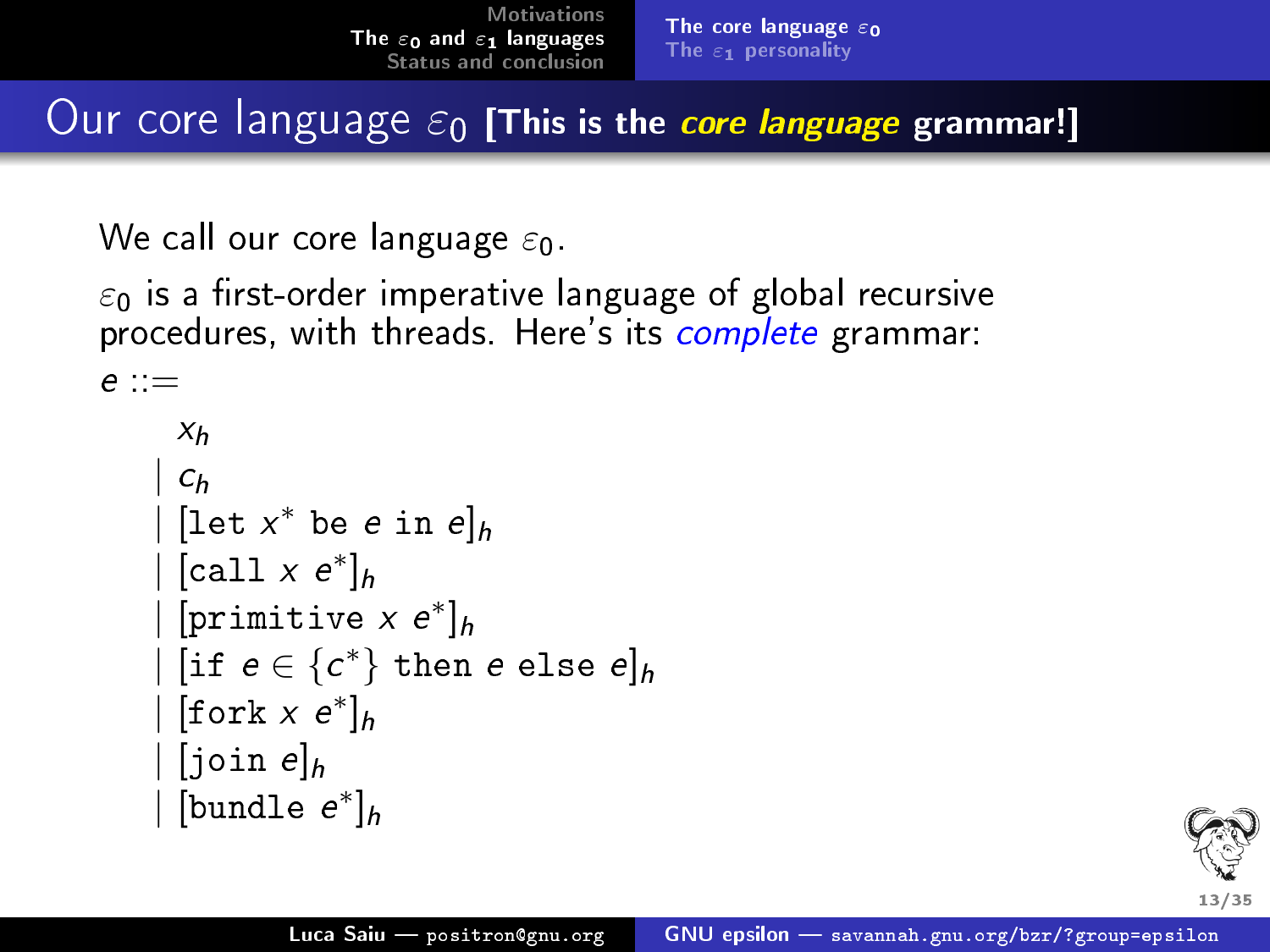# Our core language $\varepsilon_0$ **[This is the *core language* grammar!]**

We call our core language $\varepsilon_0$.

$\varepsilon_0$ is a first-order imperative language of global recursive procedures, with threads. Here's its *complete* grammar:

$$
\begin{aligned}
e ::= \; & x_h \\
| \; & c_h \\
| \; & [\texttt{let } x^* \texttt{ be } e \texttt{ in } e]_h \\
| \; & [\texttt{call } x \; e^*]_h \\
| \; & [\texttt{primitive } x \; e^*]_h \\
| \; & [\texttt{if } e \in \{c^*\} \texttt{ then } e \texttt{ else } e]_h \\
| \; & [\texttt{fork } x \; e^*]_h \\
| \; & [\texttt{join } e]_h \\
| \; & [\texttt{bundle } e^*]_h
\end{aligned}
$$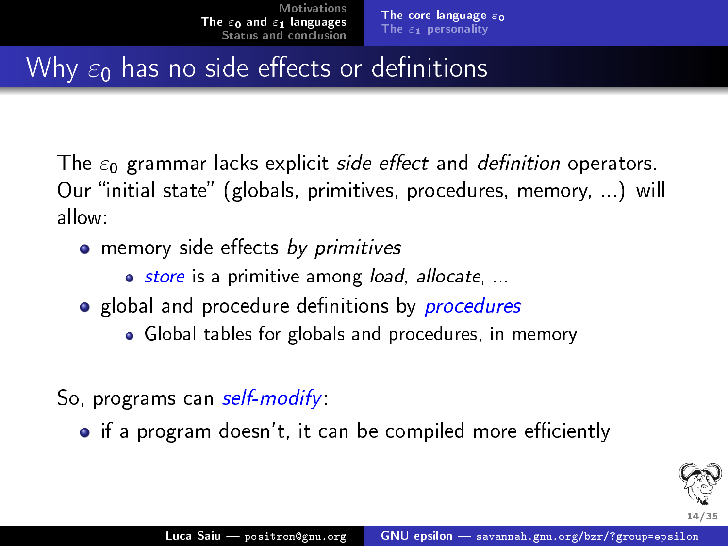# Why $\varepsilon_0$ has no side effects or definitions

The $\varepsilon_0$ grammar lacks explicit *side effect* and *definition* operators. Our "initial state" (globals, primitives, procedures, memory, ...) will allow:

- memory side effects *by primitives*
  - *store* is a primitive among *load*, *allocate*, ...
- global and procedure definitions by *procedures*
  - Global tables for globals and procedures, in memory

So, programs can *self-modify*:

- if a program doesn't, it can be compiled more efficiently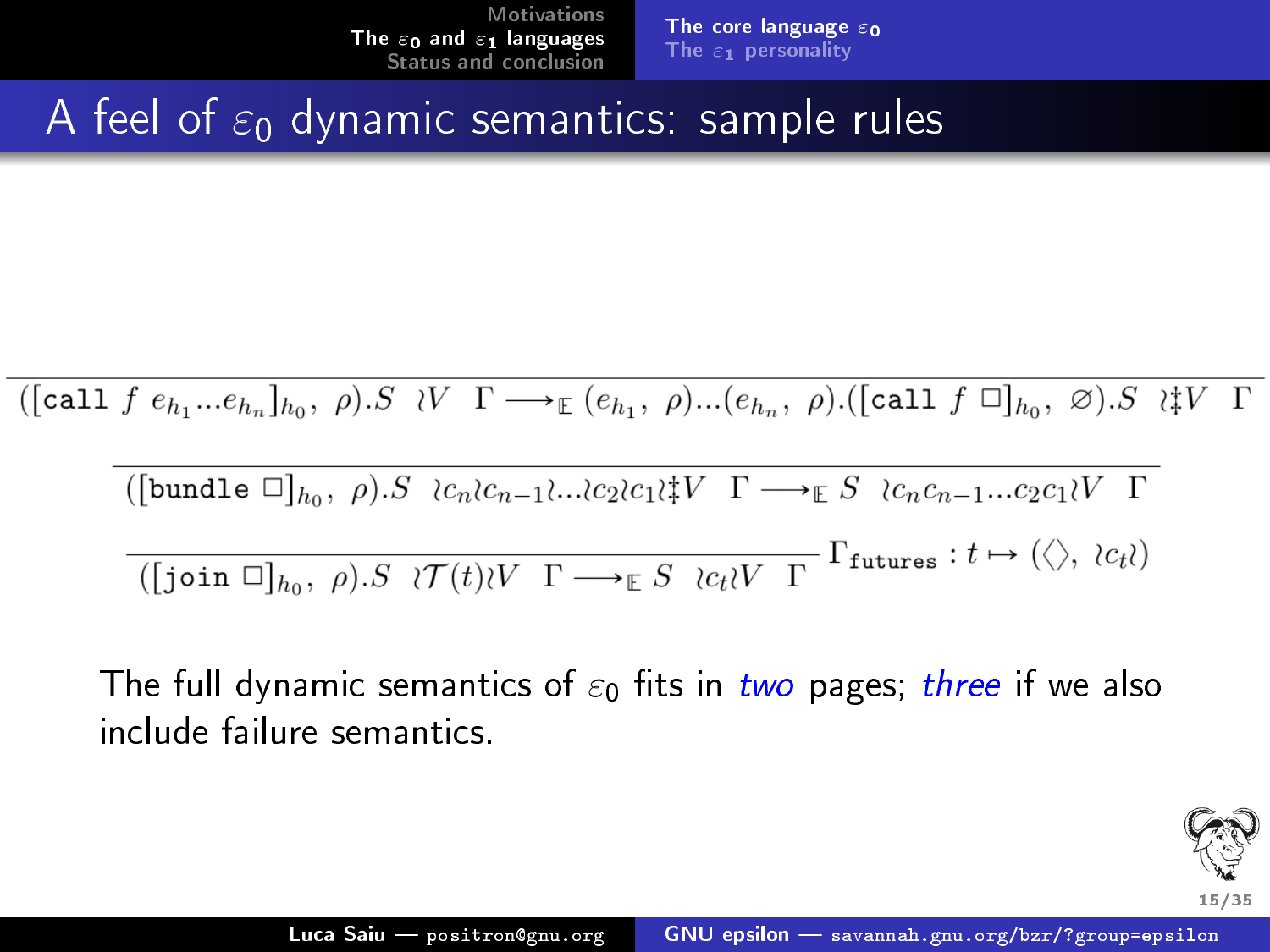# A feel of $\varepsilon_0$ dynamic semantics: sample rules

$$\overline{([\texttt{call}\ f\ e_{h_1}...e_{h_n}]_{h_0},\ \rho).S\ \ \wr V\ \ \Gamma \longrightarrow_{\mathbb{E}} (e_{h_1},\ \rho)...(e_{h_n},\ \rho).([\texttt{call}\ f\ \Box]_{h_0},\ \varnothing).S\ \ \wr\ddagger V\ \ \Gamma}$$

$$\overline{([\texttt{bundle}\ \Box]_{h_0},\ \rho).S\ \ \wr c_n \wr c_{n-1} \wr ... \wr c_2 \wr c_1 \wr \ddagger V\ \ \Gamma \longrightarrow_{\mathbb{E}} S\ \ \wr c_n c_{n-1} ... c_2 c_1 \wr V\ \ \Gamma}$$

$$\frac{}{([\texttt{join}\ \Box]_{h_0},\ \rho).S\ \ \wr \mathcal{T}(t) \wr V\ \ \Gamma \longrightarrow_{\mathbb{E}} S\ \ \wr c_t \wr V\ \ \Gamma}\ \Gamma_{\texttt{futures}} : t \mapsto (\langle\rangle,\ \wr c_t \wr)$$

The full dynamic semantics of $\varepsilon_0$ fits in *two* pages; *three* if we also include failure semantics.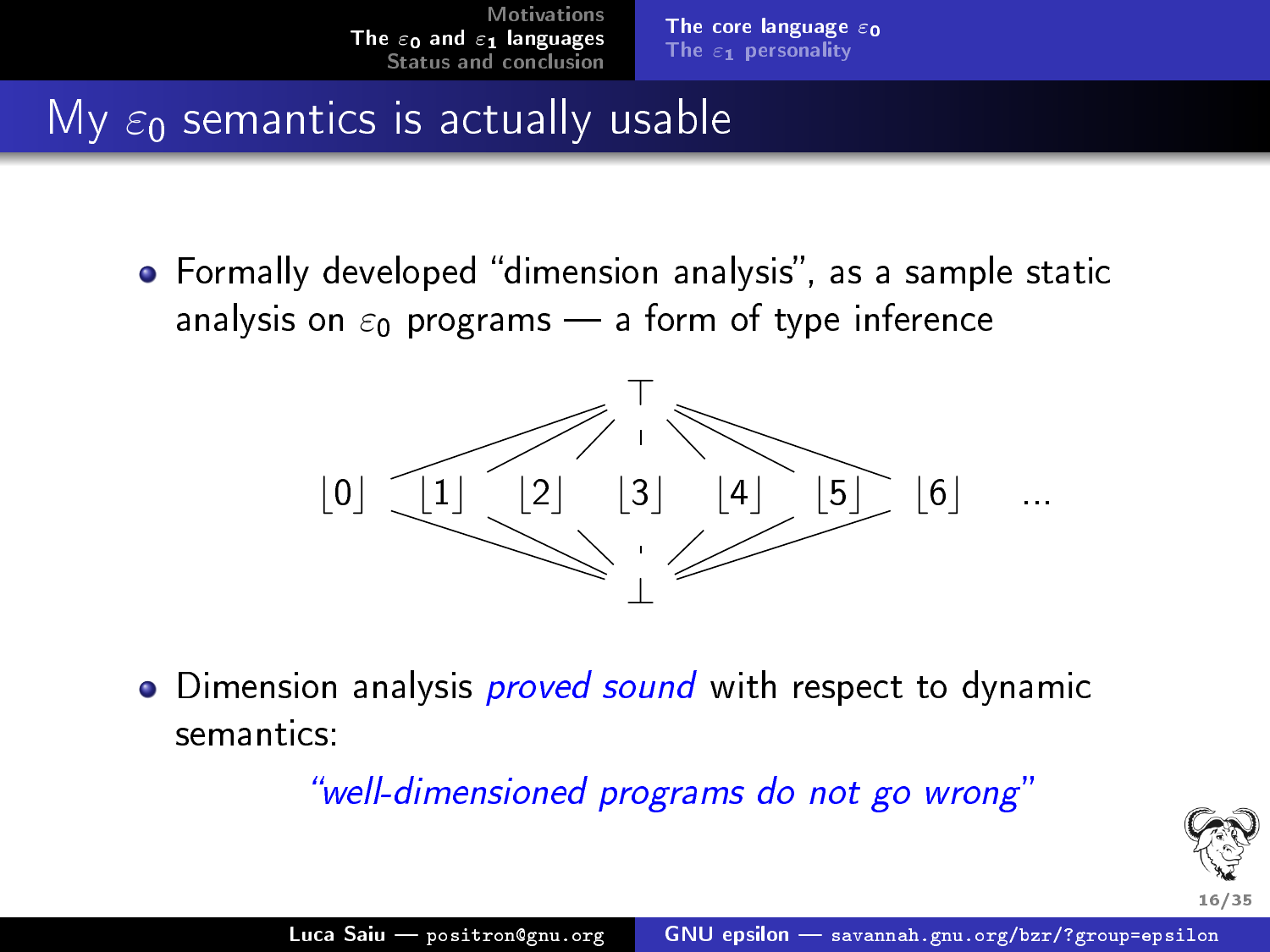# My $\varepsilon_0$ semantics is actually usable

- Formally developed "dimension analysis", as a sample static analysis on $\varepsilon_0$ programs — a form of type inference

$$\top$$

$$\lfloor 0 \rfloor \quad \lfloor 1 \rfloor \quad \lfloor 2 \rfloor \quad \lfloor 3 \rfloor \quad \lfloor 4 \rfloor \quad \lfloor 5 \rfloor \quad \lfloor 6 \rfloor \quad \ldots$$

$$\bot$$

- Dimension analysis *proved sound* with respect to dynamic semantics:

  *"well-dimensioned programs do not go wrong"*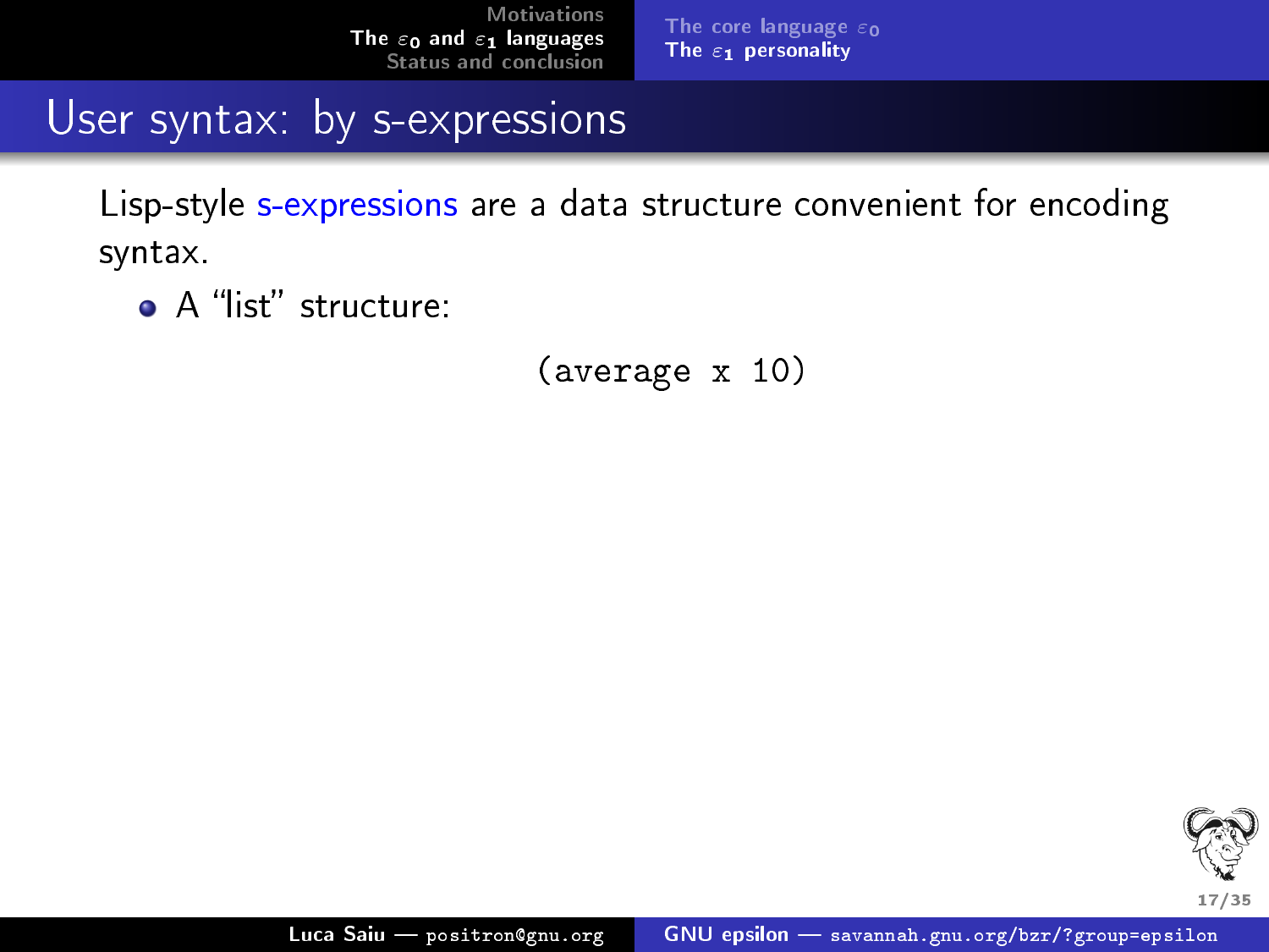# User syntax: by s-expressions

Lisp-style s-expressions are a data structure convenient for encoding syntax.

- A "list" structure:

```
(average x 10)
```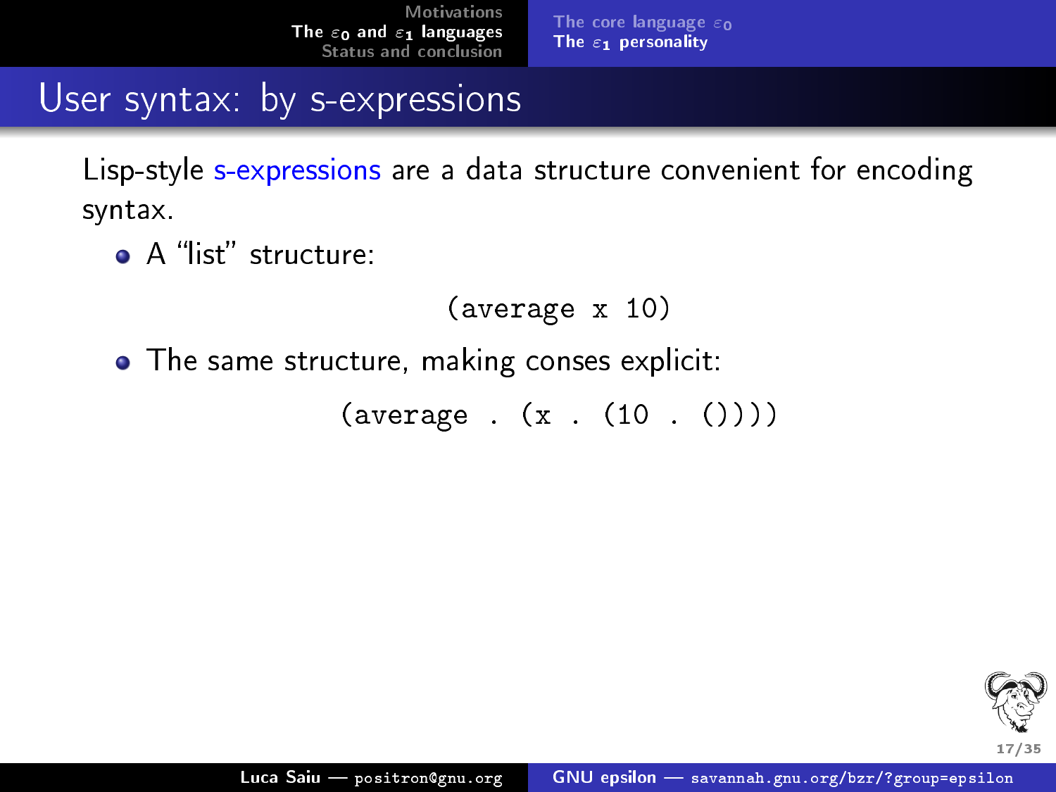## User syntax: by s-expressions

Lisp-style s-expressions are a data structure convenient for encoding syntax.

- A "list" structure:

```
(average x 10)
```

- The same structure, making conses explicit:

```
(average . (x . (10 . ())))
```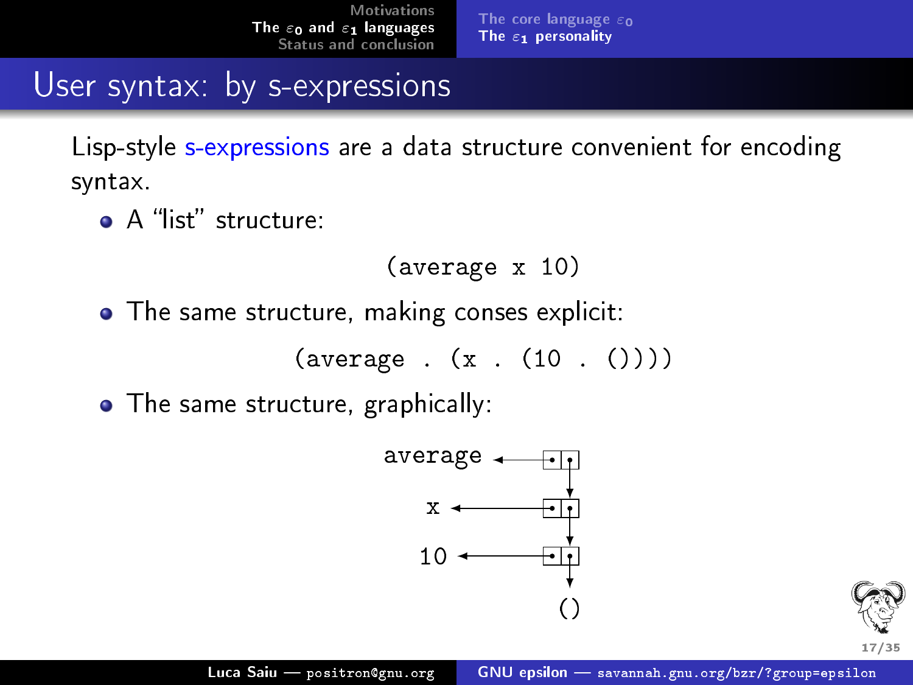## User syntax: by s-expressions

Lisp-style s-expressions are a data structure convenient for encoding syntax.

- A "list" structure:

```
(average x 10)
```

- The same structure, making conses explicit:

```
(average . (x . (10 . ())))
```

- The same structure, graphically:

```
average <---- [•|•]
                 |
                 v
x <---------- [•|•]
                 |
                 v
10 <--------- [•|•]
                 |
                 v
                ()
```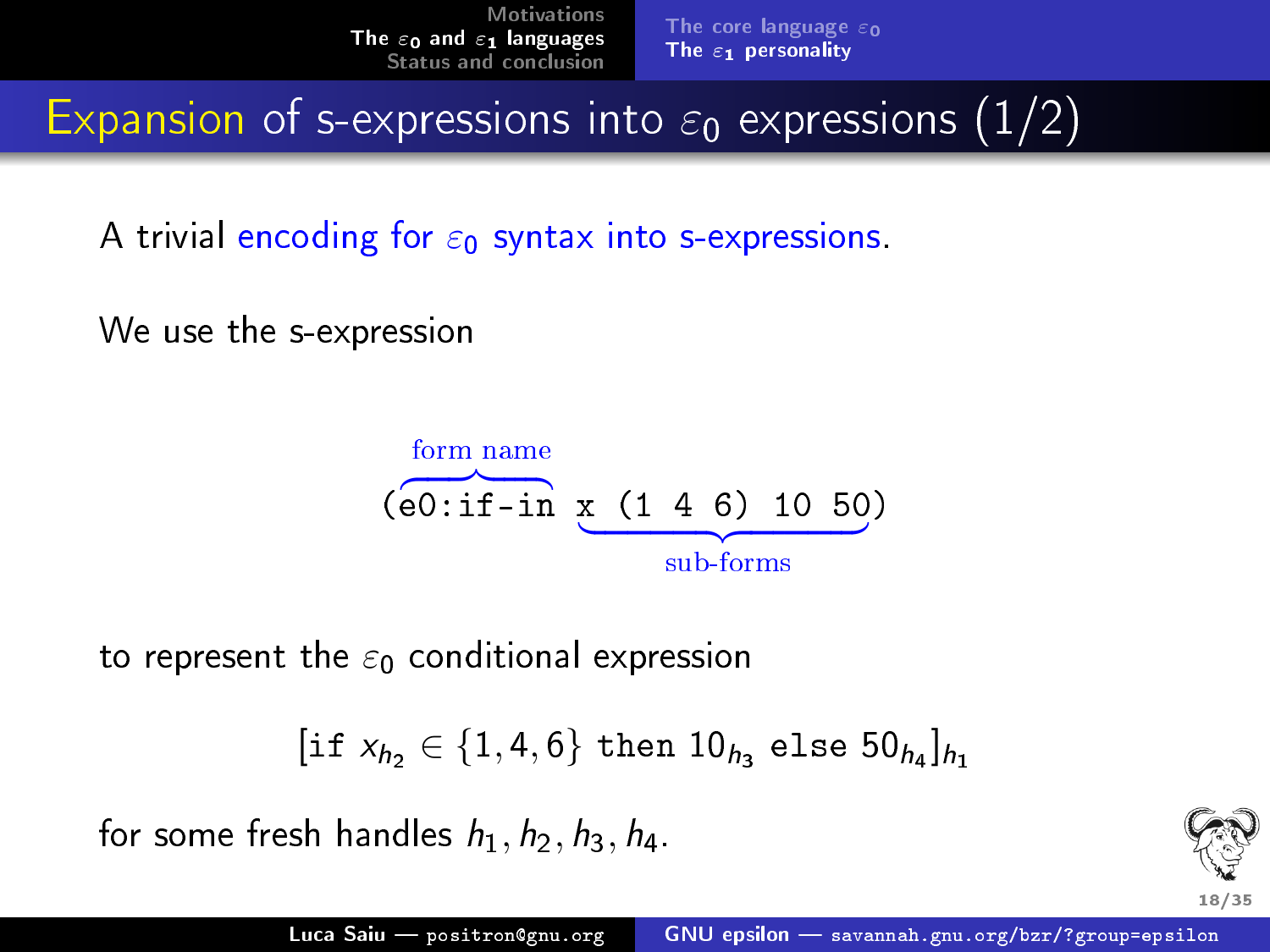# Expansion of s-expressions into $\varepsilon_0$ expressions (1/2)

A trivial encoding for $\varepsilon_0$ syntax into s-expressions.

We use the s-expression

$$(\overbrace{\texttt{e0:if-in}}^{\text{form name}}\ \underbrace{\texttt{x (1 4 6) 10 50}}_{\text{sub-forms}})$$

to represent the $\varepsilon_0$ conditional expression

$$[\texttt{if}\ x_{h_2} \in \{1, 4, 6\}\ \texttt{then}\ 10_{h_3}\ \texttt{else}\ 50_{h_4}]_{h_1}$$

for some fresh handles $h_1, h_2, h_3, h_4$.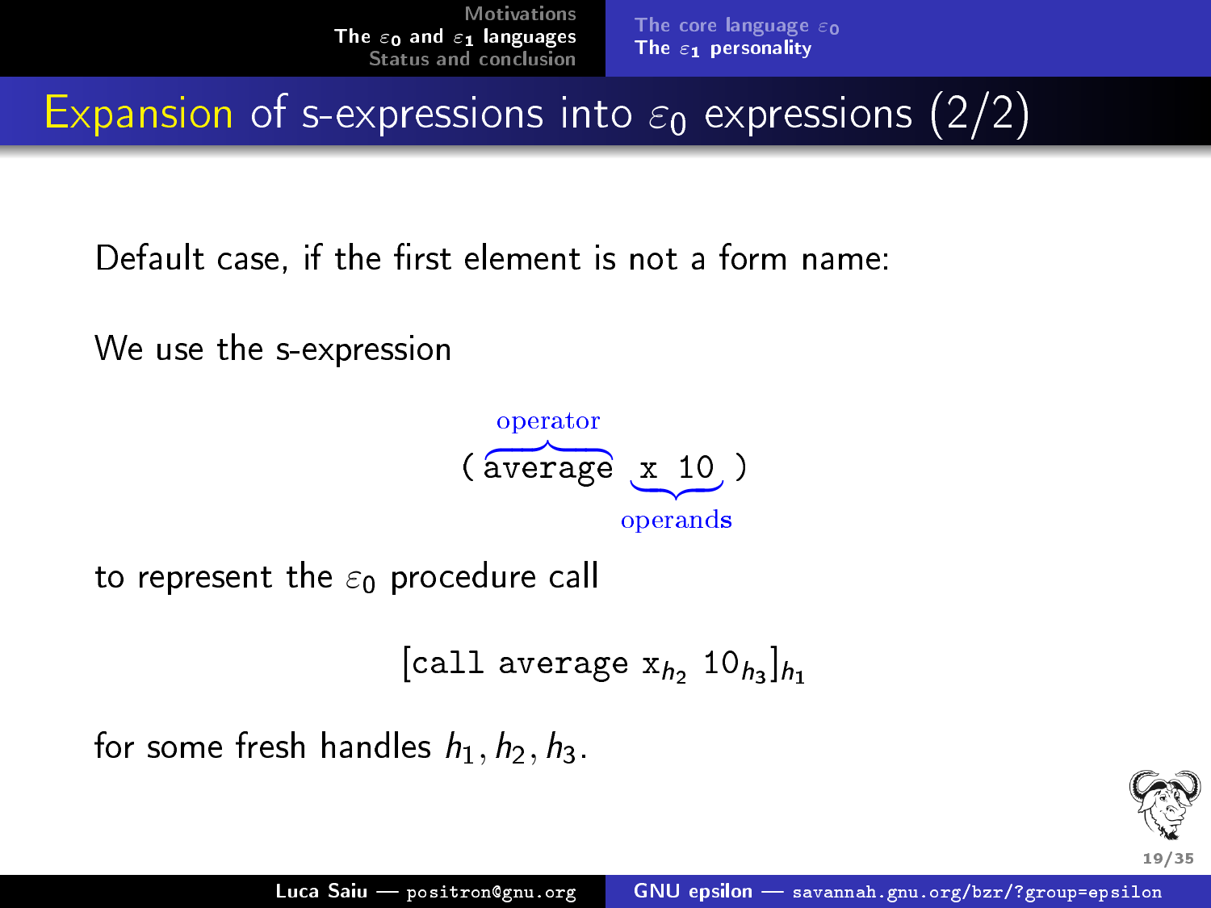# Expansion of s-expressions into $\varepsilon_0$ expressions (2/2)

Default case, if the first element is not a form name:

We use the s-expression

$$(\overbrace{\texttt{average}}^{\text{operator}}\ \underbrace{\texttt{x 10}}_{\text{operands}})$$

to represent the $\varepsilon_0$ procedure call

$$[\texttt{call average x}_{h_2}\ \texttt{10}_{h_3}]_{h_1}$$

for some fresh handles $h_1, h_2, h_3$.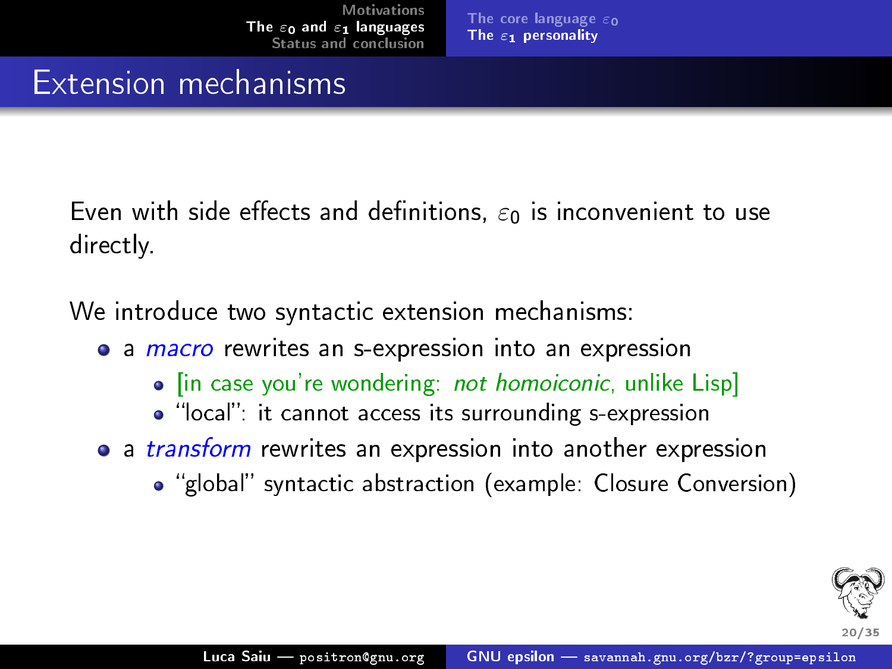# Extension mechanisms

Even with side effects and definitions, $\varepsilon_0$ is inconvenient to use directly.

We introduce two syntactic extension mechanisms:

- a *macro* rewrites an s-expression into an expression
  - [in case you're wondering: *not homoiconic*, unlike Lisp]
  - "local": it cannot access its surrounding s-expression
- a *transform* rewrites an expression into another expression
  - "global" syntactic abstraction (example: Closure Conversion)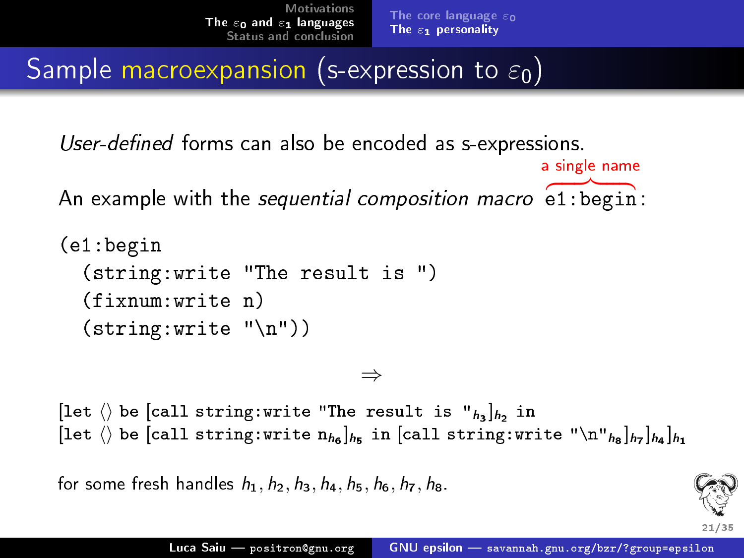# Sample macroexpansion (s-expression to $\varepsilon_0$)

*User-defined* forms can also be encoded as s-expressions.

An example with the *sequential composition macro* `e1:begin` (a single name):

```
(e1:begin
  (string:write "The result is ")
  (fixnum:write n)
  (string:write "\n"))
```

$\Rightarrow$

$[\texttt{let}\ \langle\rangle\ \texttt{be}\ [\texttt{call string:write "The result is "}_{h_3}]_{h_2}\ \texttt{in}$
$[\texttt{let}\ \langle\rangle\ \texttt{be}\ [\texttt{call string:write n}_{h_6}]_{h_5}\ \texttt{in}\ [\texttt{call string:write "\textbackslash n"}_{h_8}]_{h_7}]_{h_4}]_{h_1}$

for some fresh handles $h_1, h_2, h_3, h_4, h_5, h_6, h_7, h_8$.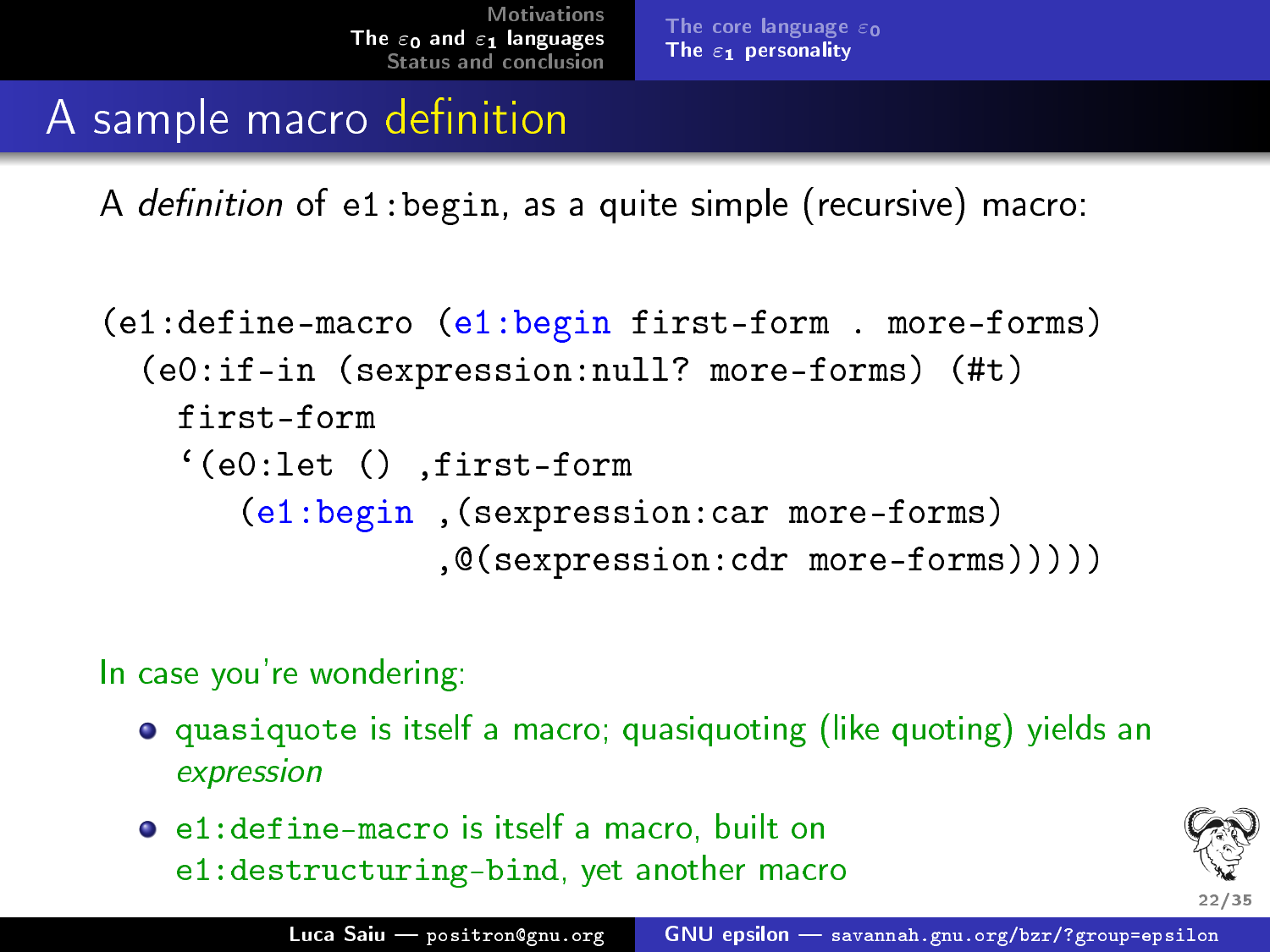## A sample macro definition

A *definition* of e1:begin, as a quite simple (recursive) macro:

```
(e1:define-macro (e1:begin first-form . more-forms)
  (e0:if-in (sexpression:null? more-forms) (#t)
    first-form
    `(e0:let () ,first-form
       (e1:begin ,(sexpression:car more-forms)
                 ,@(sexpression:cdr more-forms)))))
```

In case you're wondering:

- quasiquote is itself a macro; quasiquoting (like quoting) yields an *expression*
- e1:define-macro is itself a macro, built on e1:destructuring-bind, yet another macro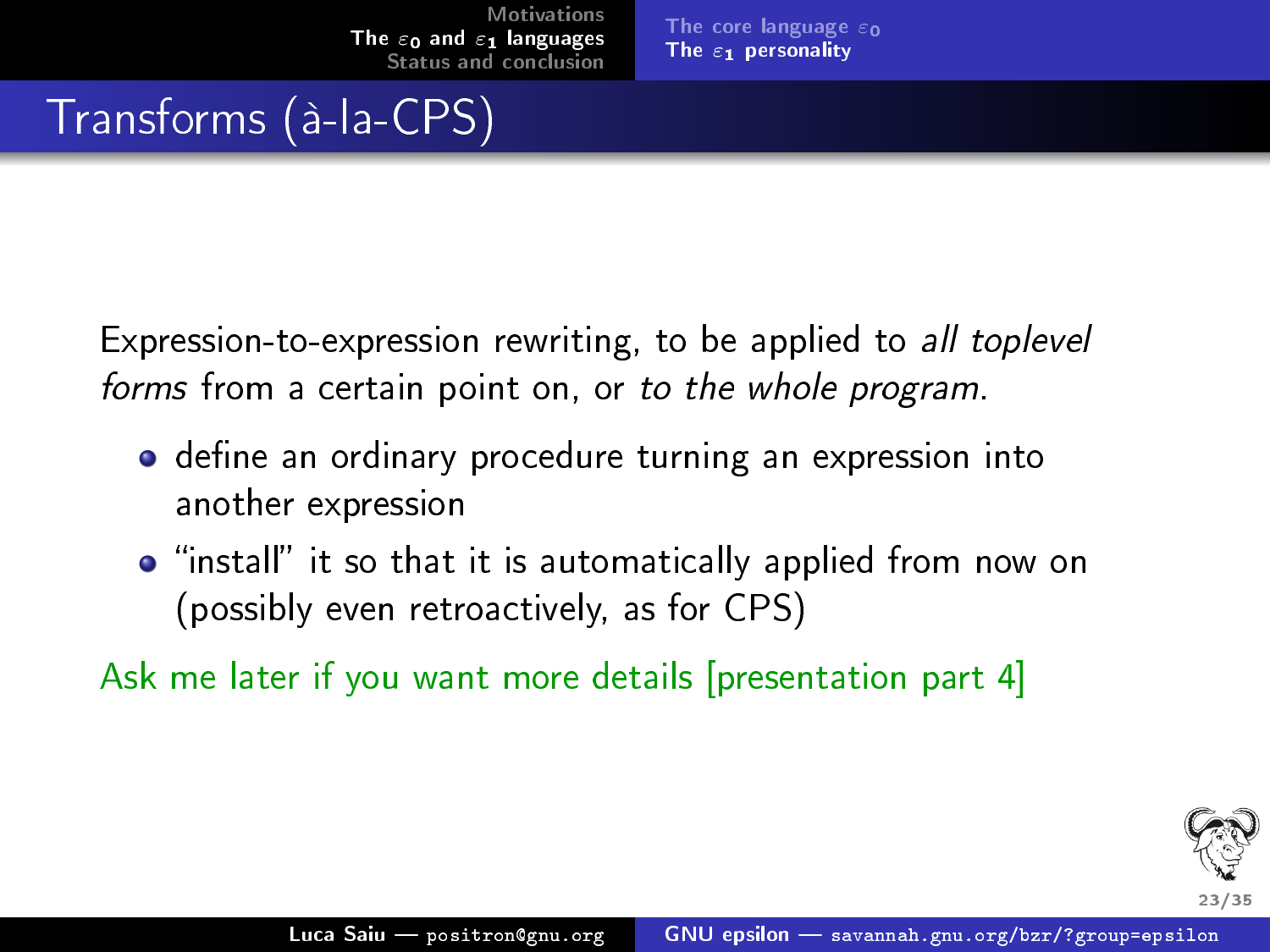# Transforms (à-la-CPS)

Expression-to-expression rewriting, to be applied to *all toplevel forms* from a certain point on, or *to the whole program*.

- define an ordinary procedure turning an expression into another expression
- "install" it so that it is automatically applied from now on (possibly even retroactively, as for CPS)

Ask me later if you want more details [presentation part 4]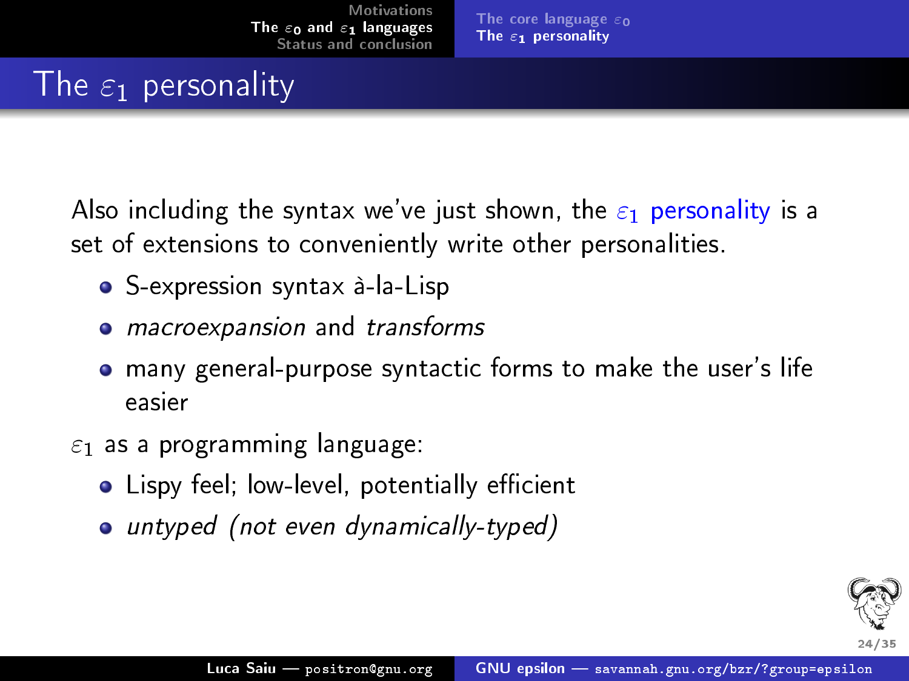# The $\varepsilon_1$ personality

Also including the syntax we've just shown, the $\varepsilon_1$ personality is a set of extensions to conveniently write other personalities.

- S-expression syntax à-la-Lisp
- *macroexpansion* and *transforms*
- many general-purpose syntactic forms to make the user's life easier

$\varepsilon_1$ as a programming language:

- Lispy feel; low-level, potentially efficient
- *untyped (not even dynamically-typed)*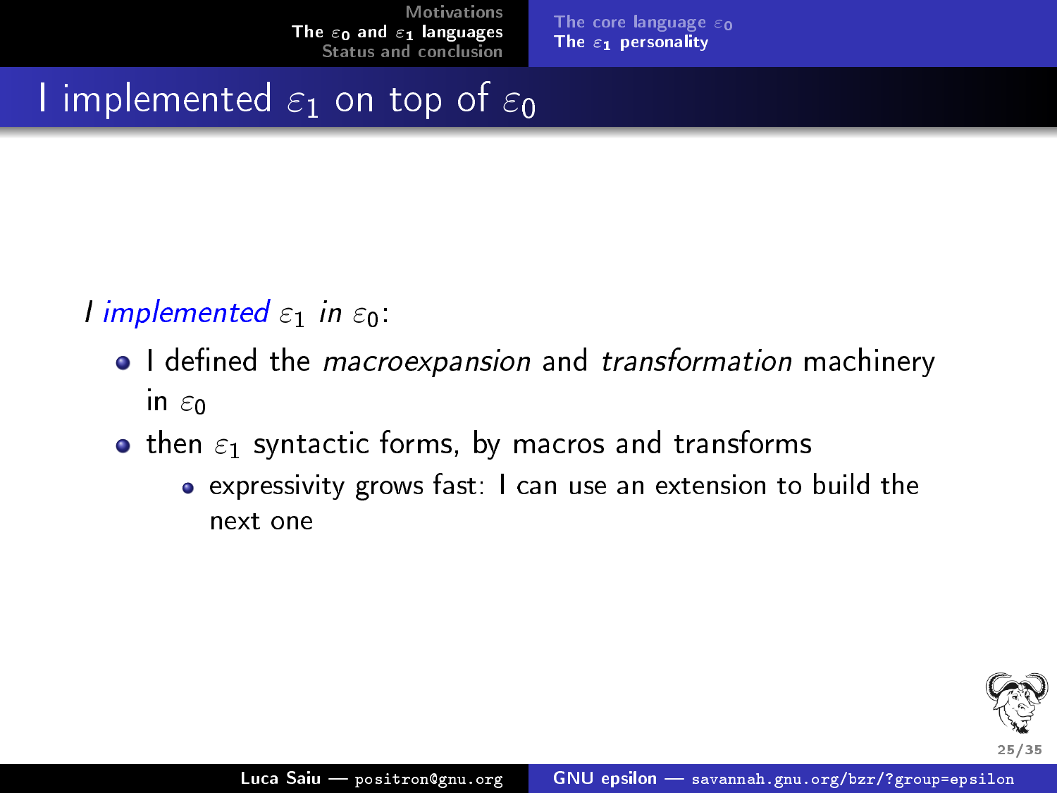# I implemented $\varepsilon_1$ on top of $\varepsilon_0$

*I implemented $\varepsilon_1$ in $\varepsilon_0$:*

- I defined the *macroexpansion* and *transformation* machinery in $\varepsilon_0$
- then $\varepsilon_1$ syntactic forms, by macros and transforms
  - expressivity grows fast: I can use an extension to build the next one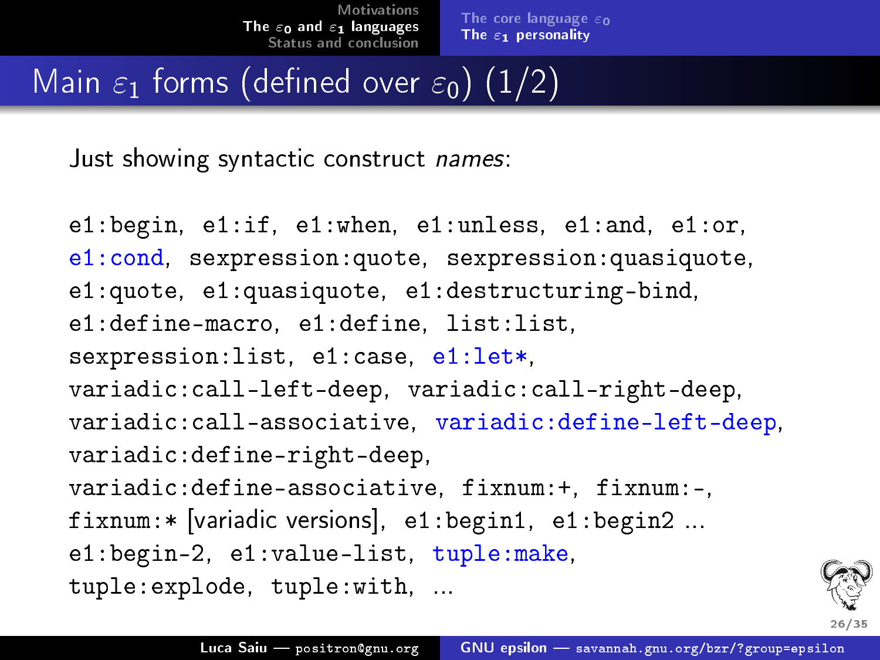# Main $\varepsilon_1$ forms (defined over $\varepsilon_0$) (1/2)

Just showing syntactic construct *names*:

e1:begin, e1:if, e1:when, e1:unless, e1:and, e1:or, e1:cond, sexpression:quote, sexpression:quasiquote, e1:quote, e1:quasiquote, e1:destructuring-bind, e1:define-macro, e1:define, list:list, sexpression:list, e1:case, e1:let*, variadic:call-left-deep, variadic:call-right-deep, variadic:call-associative, variadic:define-left-deep, variadic:define-right-deep, variadic:define-associative, fixnum:+, fixnum:-, fixnum:* [variadic versions], e1:begin1, e1:begin2 ... e1:begin-2, e1:value-list, tuple:make, tuple:explode, tuple:with, ...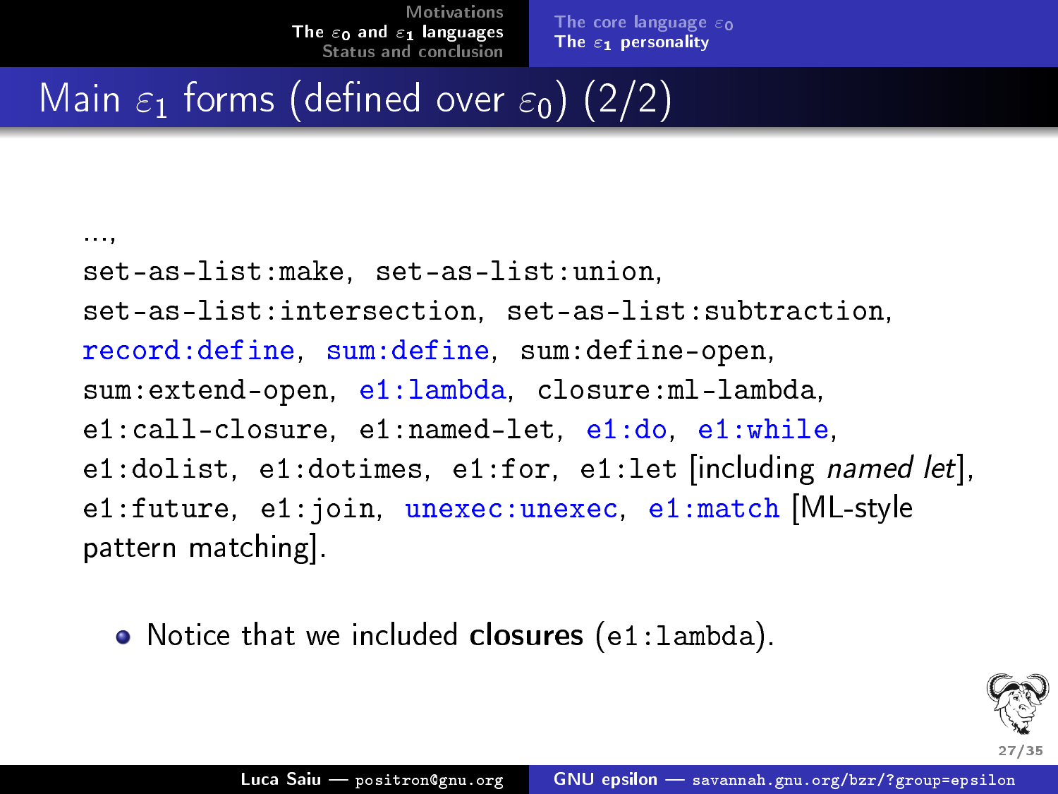## Main $\varepsilon_1$ forms (defined over $\varepsilon_0$) (2/2)

..., `set-as-list:make`, `set-as-list:union`, `set-as-list:intersection`, `set-as-list:subtraction`, `record:define`, `sum:define`, `sum:define-open`, `sum:extend-open`, `e1:lambda`, `closure:ml-lambda`, `e1:call-closure`, `e1:named-let`, `e1:do`, `e1:while`, `e1:dolist`, `e1:dotimes`, `e1:for`, `e1:let` [including *named let*], `e1:future`, `e1:join`, `unexec:unexec`, `e1:match` [ML-style pattern matching].

- Notice that we included **closures** (`e1:lambda`).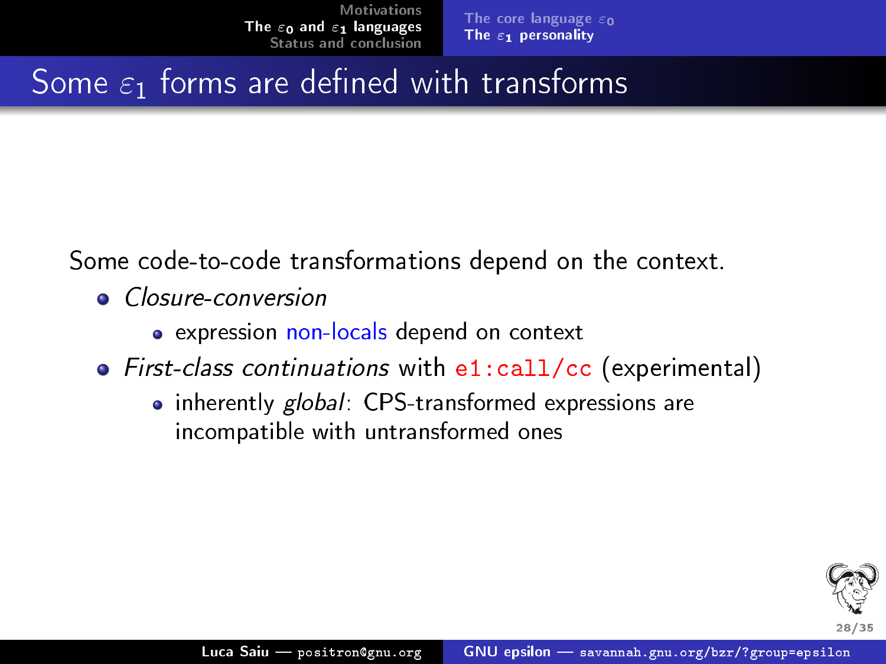# Some $\varepsilon_1$ forms are defined with transforms

Some code-to-code transformations depend on the context.

- *Closure-conversion*
  - expression non-locals depend on context
- *First-class continuations* with `e1:call/cc` (experimental)
  - inherently *global*: CPS-transformed expressions are incompatible with untransformed ones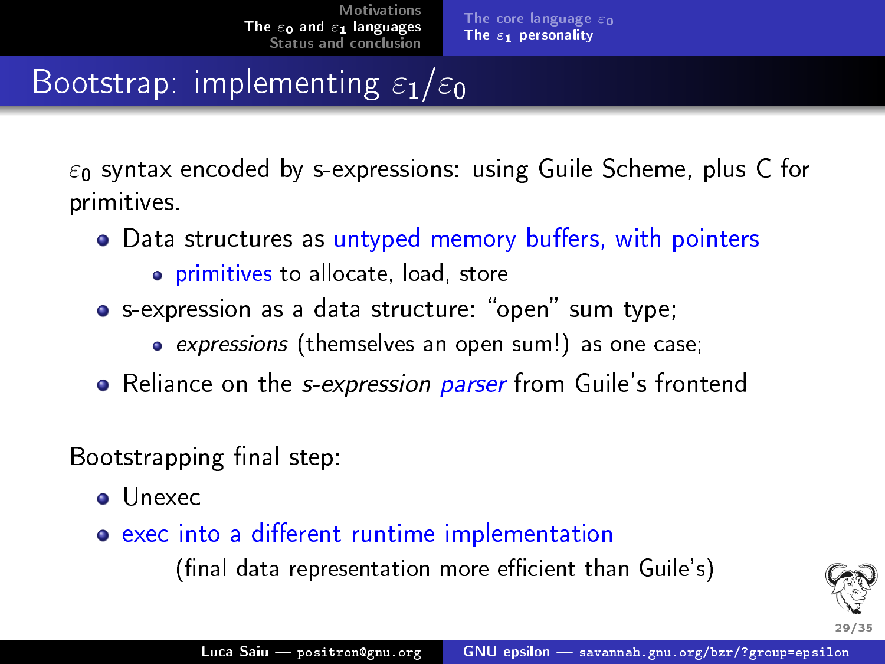# Bootstrap: implementing $\varepsilon_1/\varepsilon_0$

$\varepsilon_0$ syntax encoded by s-expressions: using Guile Scheme, plus C for primitives.

- Data structures as untyped memory buffers, with pointers
  - primitives to allocate, load, store
- s-expression as a data structure: "open" sum type;
  - *expressions* (themselves an open sum!) as one case;
- Reliance on the *s-expression parser* from Guile's frontend

Bootstrapping final step:

- Unexec
- exec into a different runtime implementation

  (final data representation more efficient than Guile's)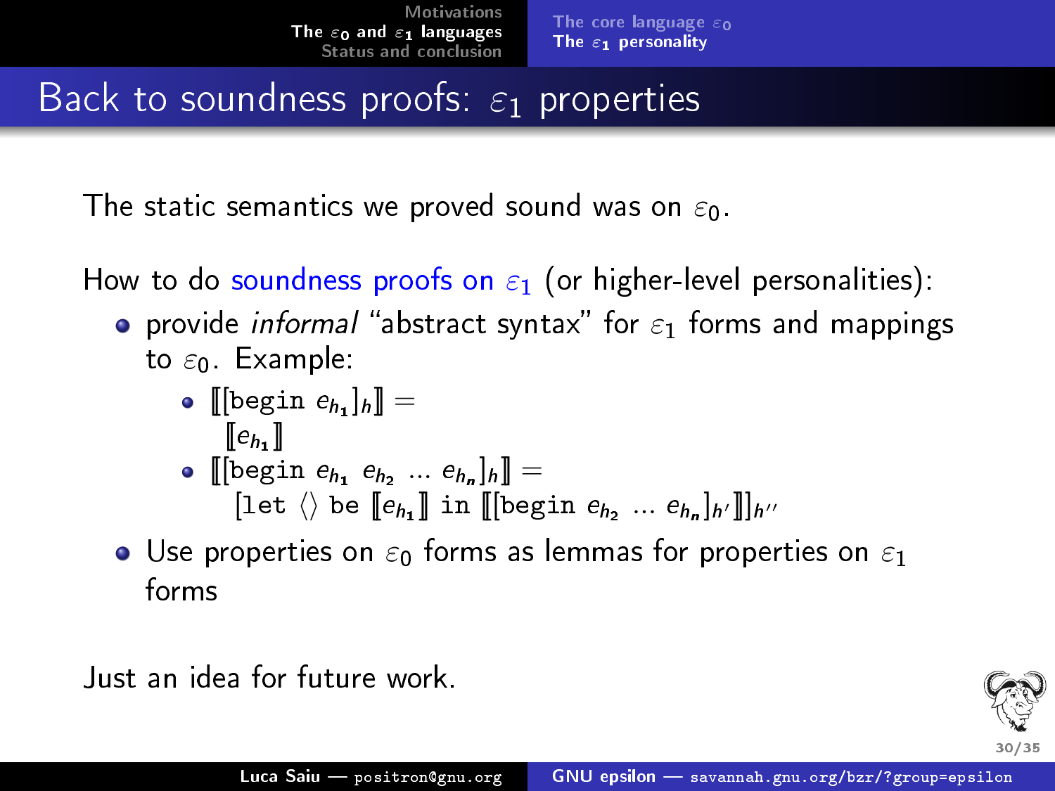## Back to soundness proofs: $\varepsilon_1$ properties

The static semantics we proved sound was on $\varepsilon_0$.

How to do soundness proofs on $\varepsilon_1$ (or higher-level personalities):

- provide *informal* "abstract syntax" for $\varepsilon_1$ forms and mappings to $\varepsilon_0$. Example:
  - $[\![ [\texttt{begin}\ e_{h_1}]_h ]\!] =$
    $[\![ e_{h_1} ]\!]$
  - $[\![ [\texttt{begin}\ e_{h_1}\ e_{h_2}\ \ldots\ e_{h_n}]_h ]\!] =$
    $[\texttt{let}\ \langle\rangle\ \texttt{be}\ [\![ e_{h_1} ]\!]\ \texttt{in}\ [\![ [\texttt{begin}\ e_{h_2}\ \ldots\ e_{h_n}]_{h'} ]\!] ]_{h''}$
- Use properties on $\varepsilon_0$ forms as lemmas for properties on $\varepsilon_1$ forms

Just an idea for future work.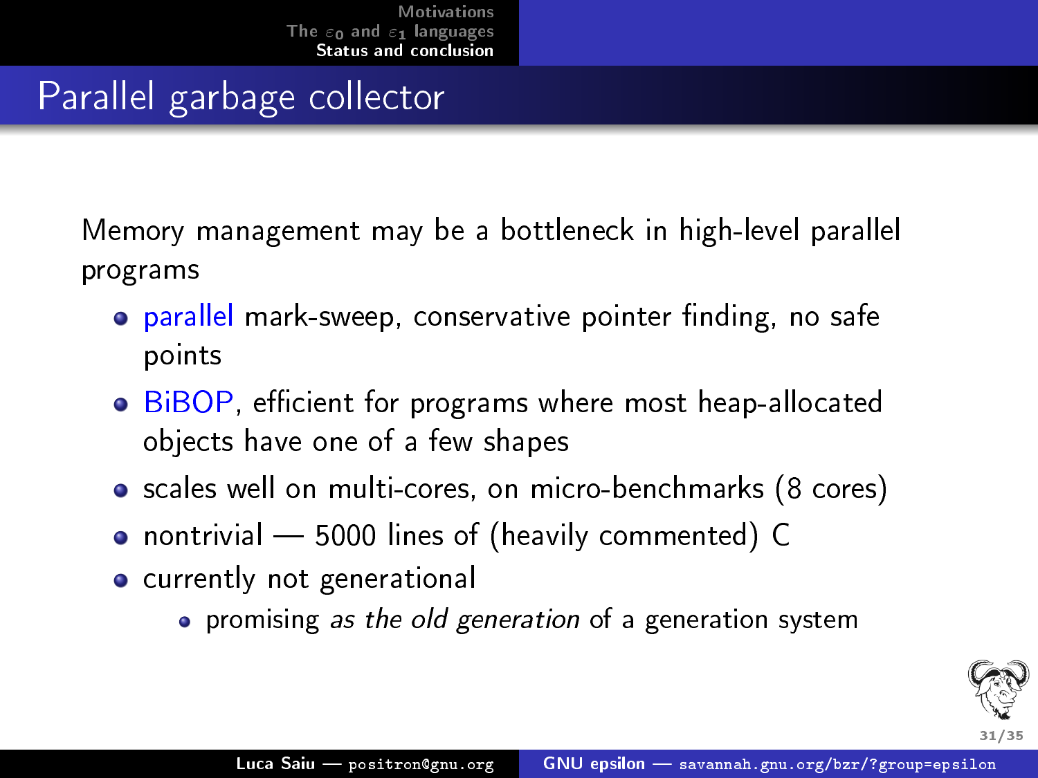# Parallel garbage collector

Memory management may be a bottleneck in high-level parallel programs

- parallel mark-sweep, conservative pointer finding, no safe points
- BiBOP, efficient for programs where most heap-allocated objects have one of a few shapes
- scales well on multi-cores, on micro-benchmarks (8 cores)
- nontrivial — 5000 lines of (heavily commented) C
- currently not generational
  - promising *as the old generation* of a generation system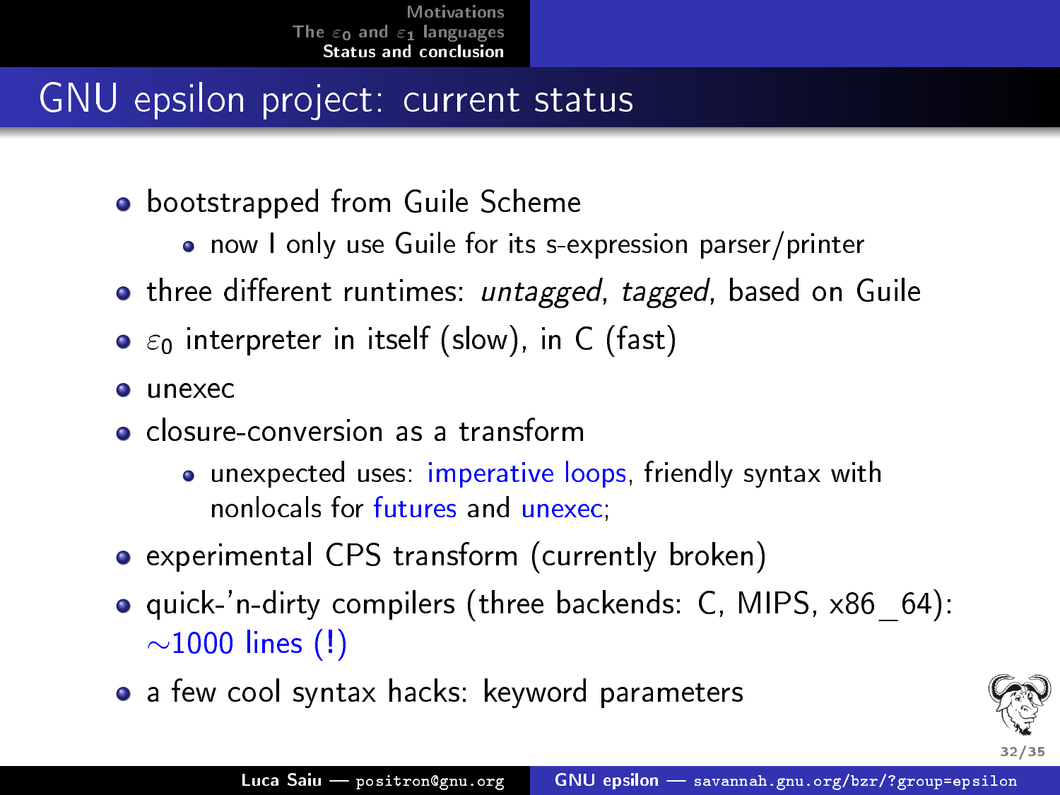# GNU epsilon project: current status

- bootstrapped from Guile Scheme
  - now I only use Guile for its s-expression parser/printer
- three different runtimes: *untagged*, *tagged*, based on Guile
- $\varepsilon_0$ interpreter in itself (slow), in C (fast)
- unexec
- closure-conversion as a transform
  - unexpected uses: imperative loops, friendly syntax with nonlocals for futures and unexec;
- experimental CPS transform (currently broken)
- quick-'n-dirty compilers (three backends: C, MIPS, x86_64): ~1000 lines (!)
- a few cool syntax hacks: keyword parameters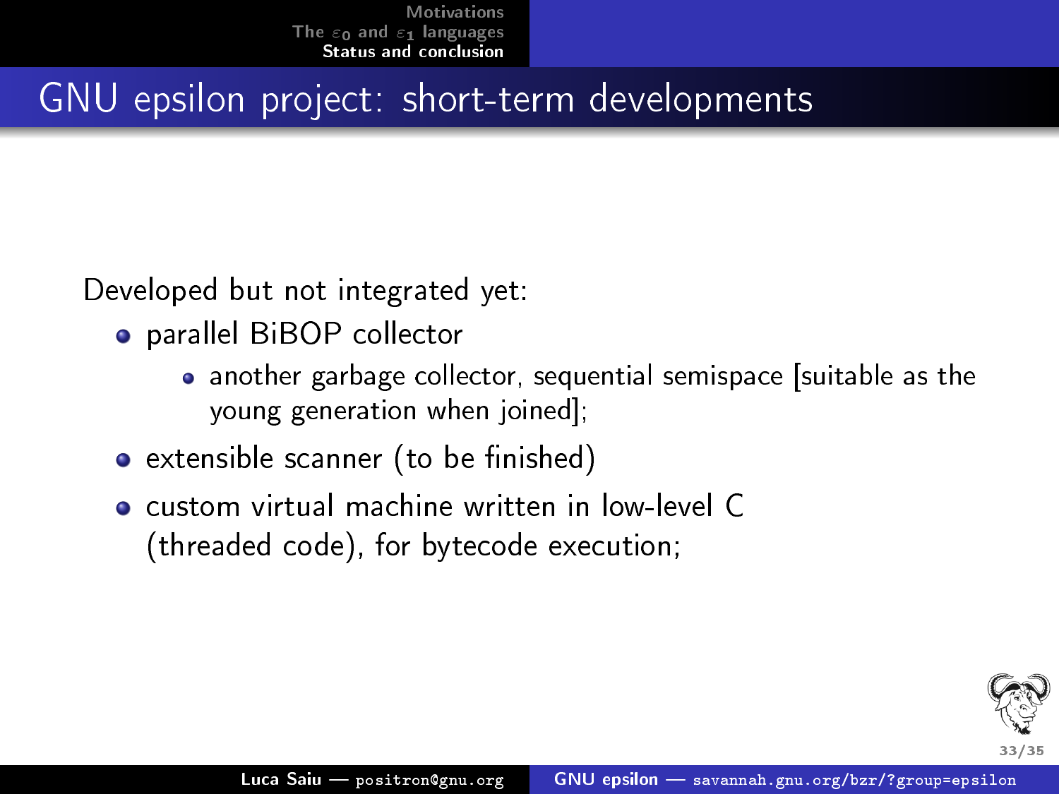# GNU epsilon project: short-term developments

Developed but not integrated yet:

- parallel BiBOP collector
  - another garbage collector, sequential semispace [suitable as the young generation when joined];
- extensible scanner (to be finished)
- custom virtual machine written in low-level C (threaded code), for bytecode execution;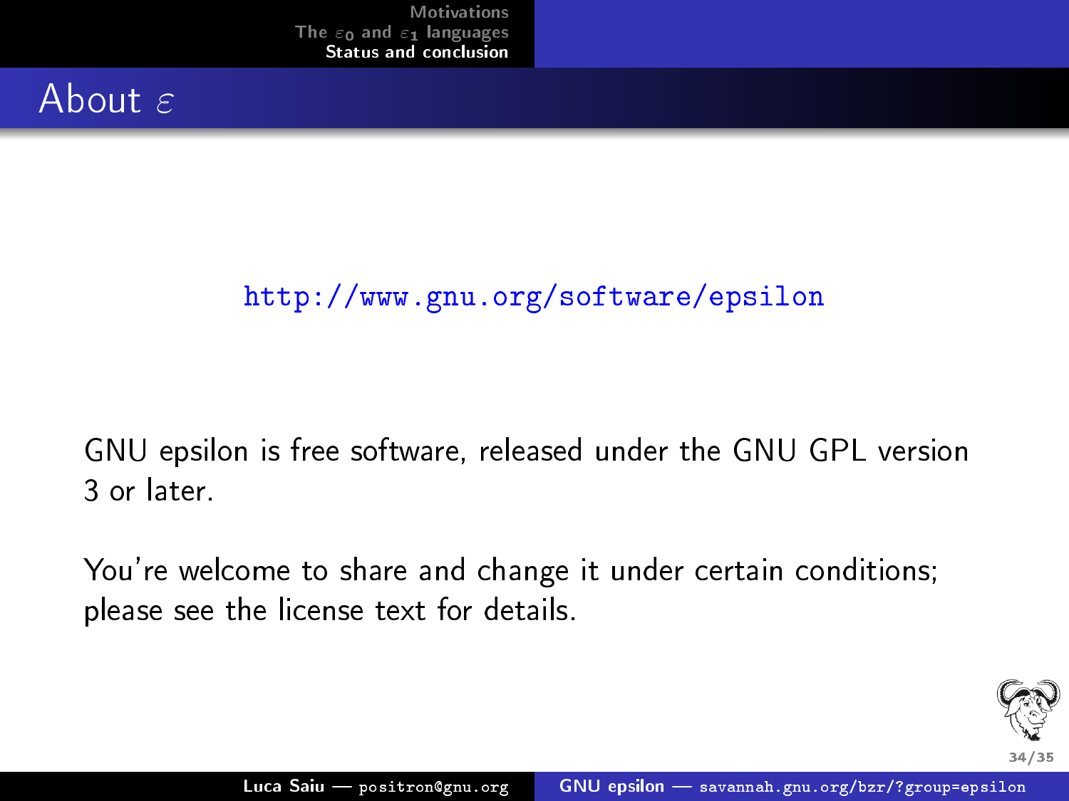# About $\varepsilon$

http://www.gnu.org/software/epsilon

GNU epsilon is free software, released under the GNU GPL version 3 or later.

You're welcome to share and change it under certain conditions; please see the license text for details.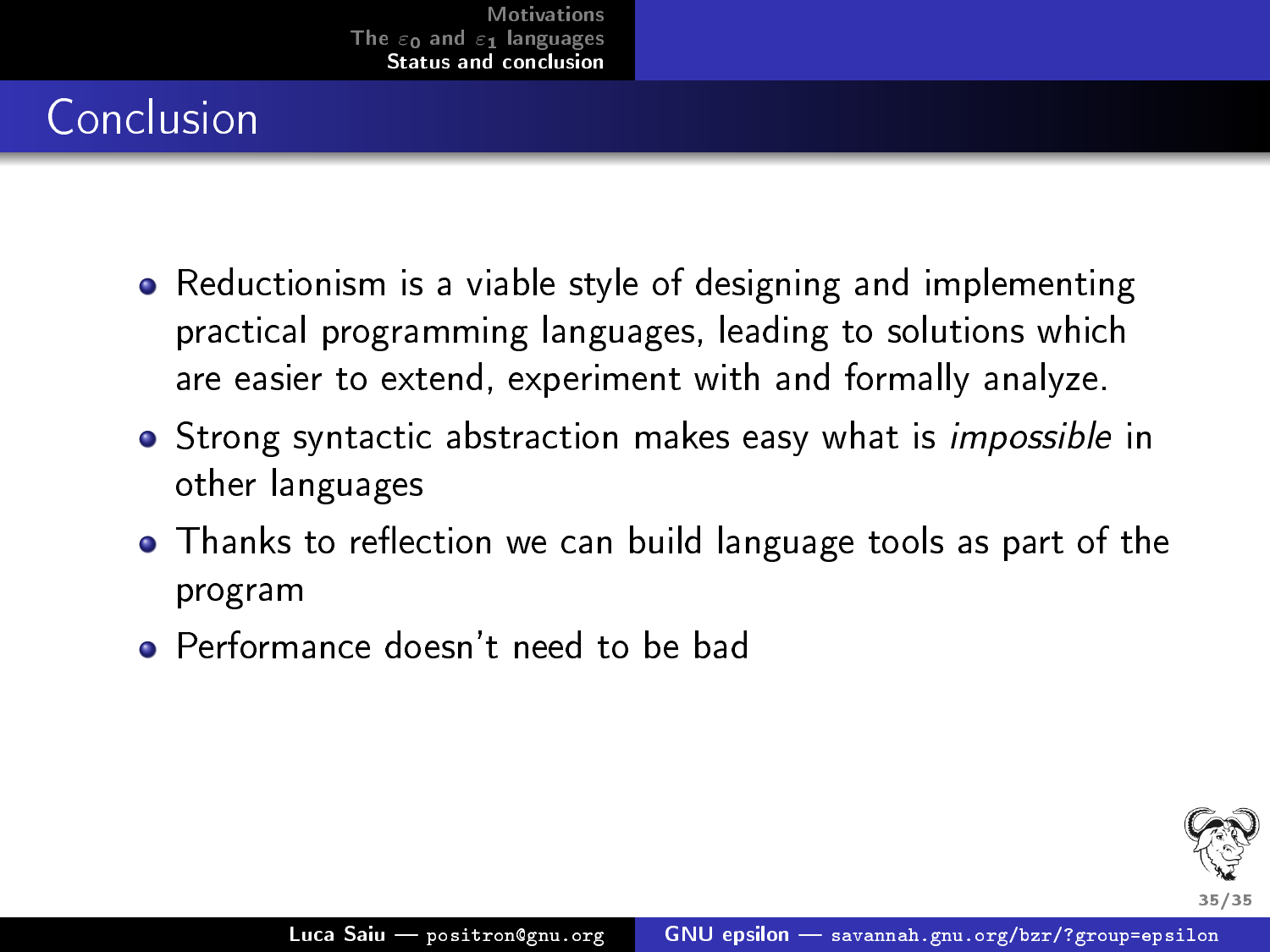# Conclusion

- Reductionism is a viable style of designing and implementing practical programming languages, leading to solutions which are easier to extend, experiment with and formally analyze.
- Strong syntactic abstraction makes easy what is *impossible* in other languages
- Thanks to reflection we can build language tools as part of the program
- Performance doesn't need to be bad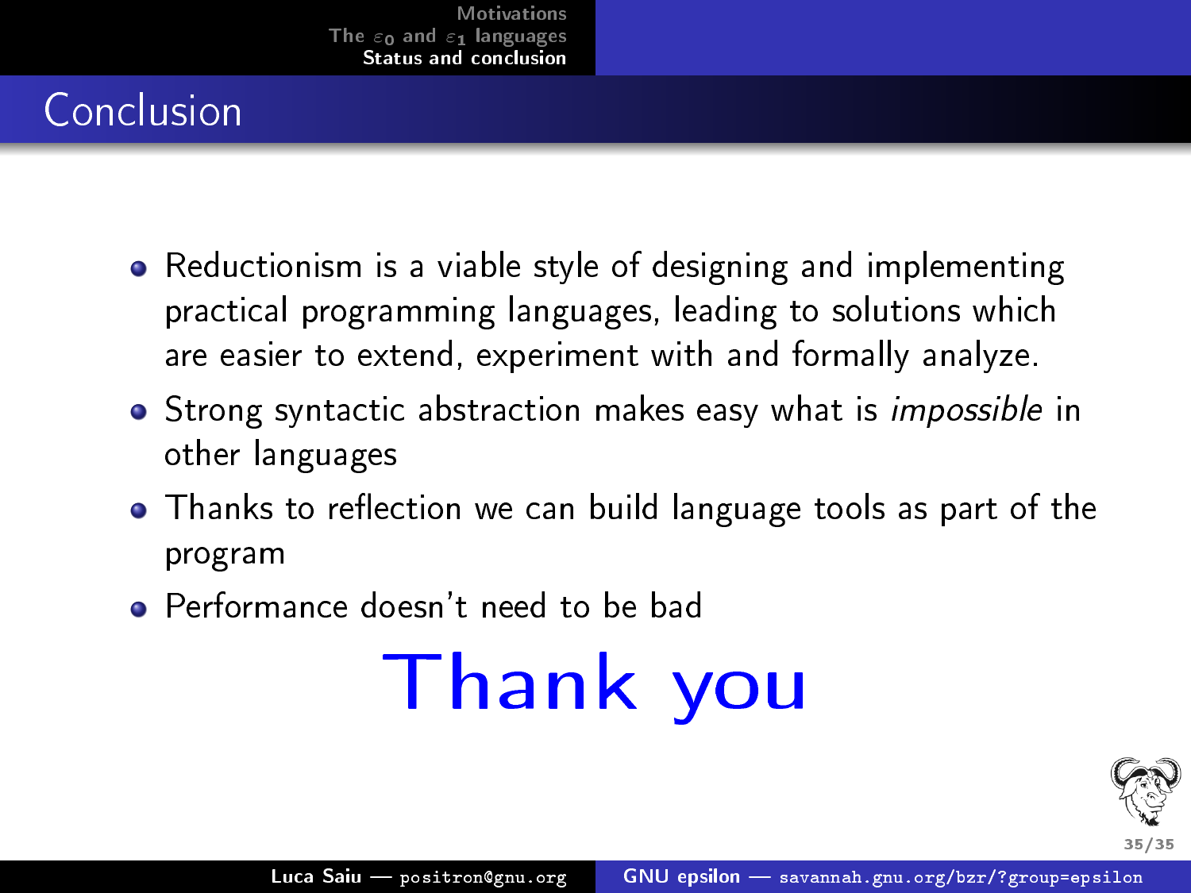# Conclusion

- Reductionism is a viable style of designing and implementing practical programming languages, leading to solutions which are easier to extend, experiment with and formally analyze.
- Strong syntactic abstraction makes easy what is *impossible* in other languages
- Thanks to reflection we can build language tools as part of the program
- Performance doesn't need to be bad

**Thank you**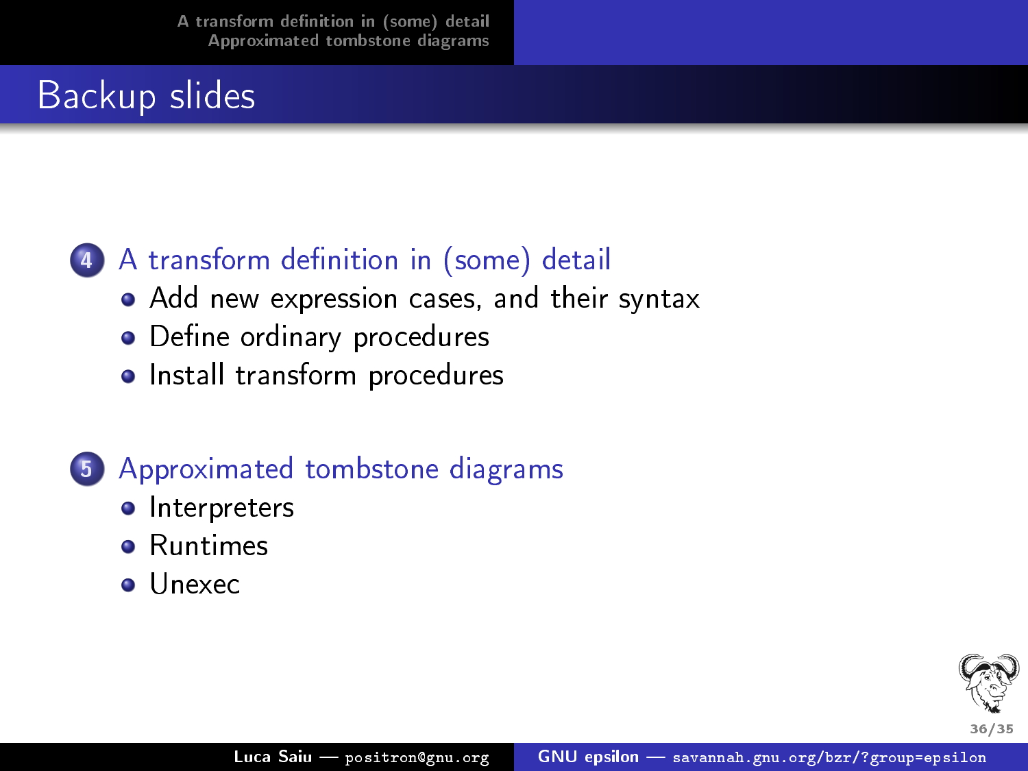# Backup slides

4. A transform definition in (some) detail
   - Add new expression cases, and their syntax
   - Define ordinary procedures
   - Install transform procedures

5. Approximated tombstone diagrams
   - Interpreters
   - Runtimes
   - Unexec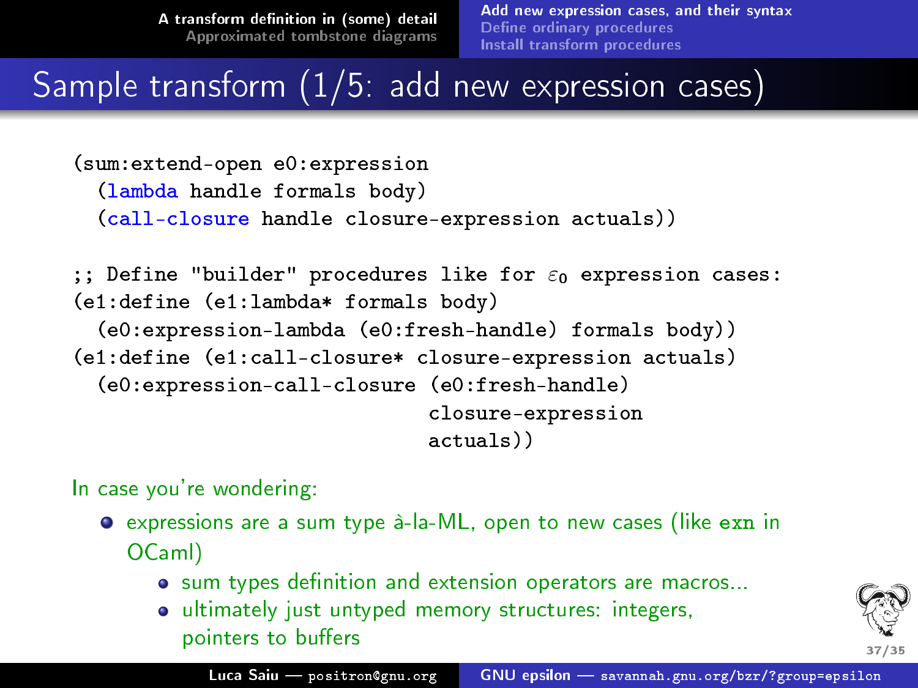# Sample transform (1/5: add new expression cases)

```
(sum:extend-open e0:expression
  (lambda handle formals body)
  (call-closure handle closure-expression actuals))

;; Define "builder" procedures like for ε0 expression cases:
(e1:define (e1:lambda* formals body)
  (e0:expression-lambda (e0:fresh-handle) formals body))
(e1:define (e1:call-closure* closure-expression actuals)
  (e0:expression-call-closure (e0:fresh-handle)
                              closure-expression
                              actuals))
```

In case you're wondering:

- expressions are a sum type à-la-ML, open to new cases (like `exn` in OCaml)
  - sum types definition and extension operators are macros...
  - ultimately just untyped memory structures: integers, pointers to buffers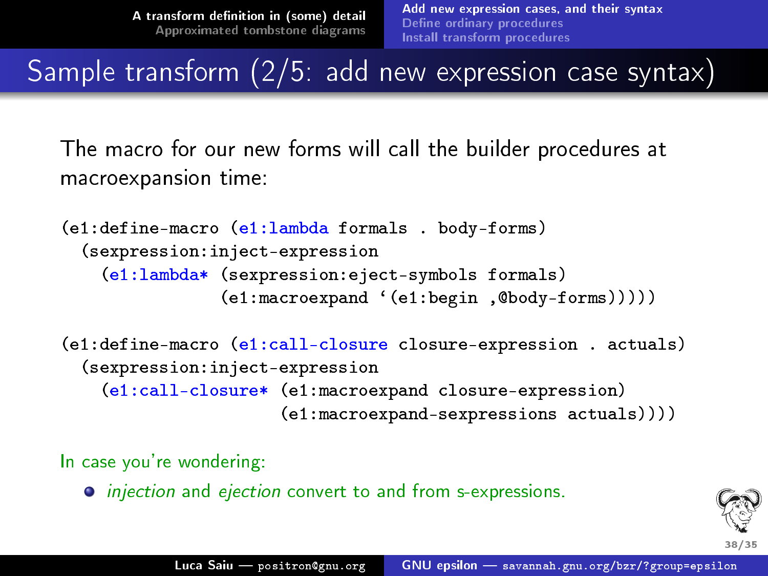# Sample transform (2/5: add new expression case syntax)

The macro for our new forms will call the builder procedures at macroexpansion time:

```
(e1:define-macro (e1:lambda formals . body-forms)
  (sexpression:inject-expression
    (e1:lambda* (sexpression:eject-symbols formals)
                (e1:macroexpand `(e1:begin ,@body-forms)))))

(e1:define-macro (e1:call-closure closure-expression . actuals)
  (sexpression:inject-expression
    (e1:call-closure* (e1:macroexpand closure-expression)
                      (e1:macroexpand-sexpressions actuals))))
```

In case you're wondering:

- *injection* and *ejection* convert to and from s-expressions.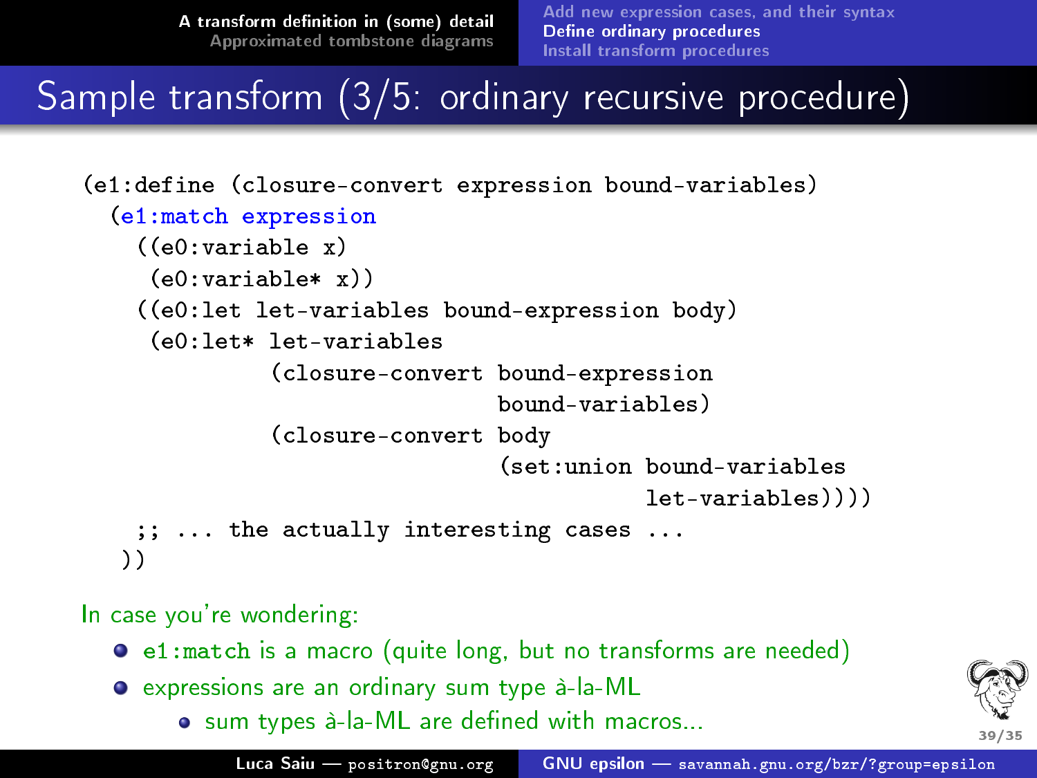# Sample transform (3/5: ordinary recursive procedure)

```
(e1:define (closure-convert expression bound-variables)
  (e1:match expression
    ((e0:variable x)
     (e0:variable* x))
    ((e0:let let-variables bound-expression body)
     (e0:let* let-variables
              (closure-convert bound-expression
                               bound-variables)
              (closure-convert body
                               (set:union bound-variables
                                          let-variables))))
    ;; ... the actually interesting cases ...
   ))
```

In case you're wondering:

- e1:match is a macro (quite long, but no transforms are needed)
- expressions are an ordinary sum type à-la-ML
  - sum types à-la-ML are defined with macros...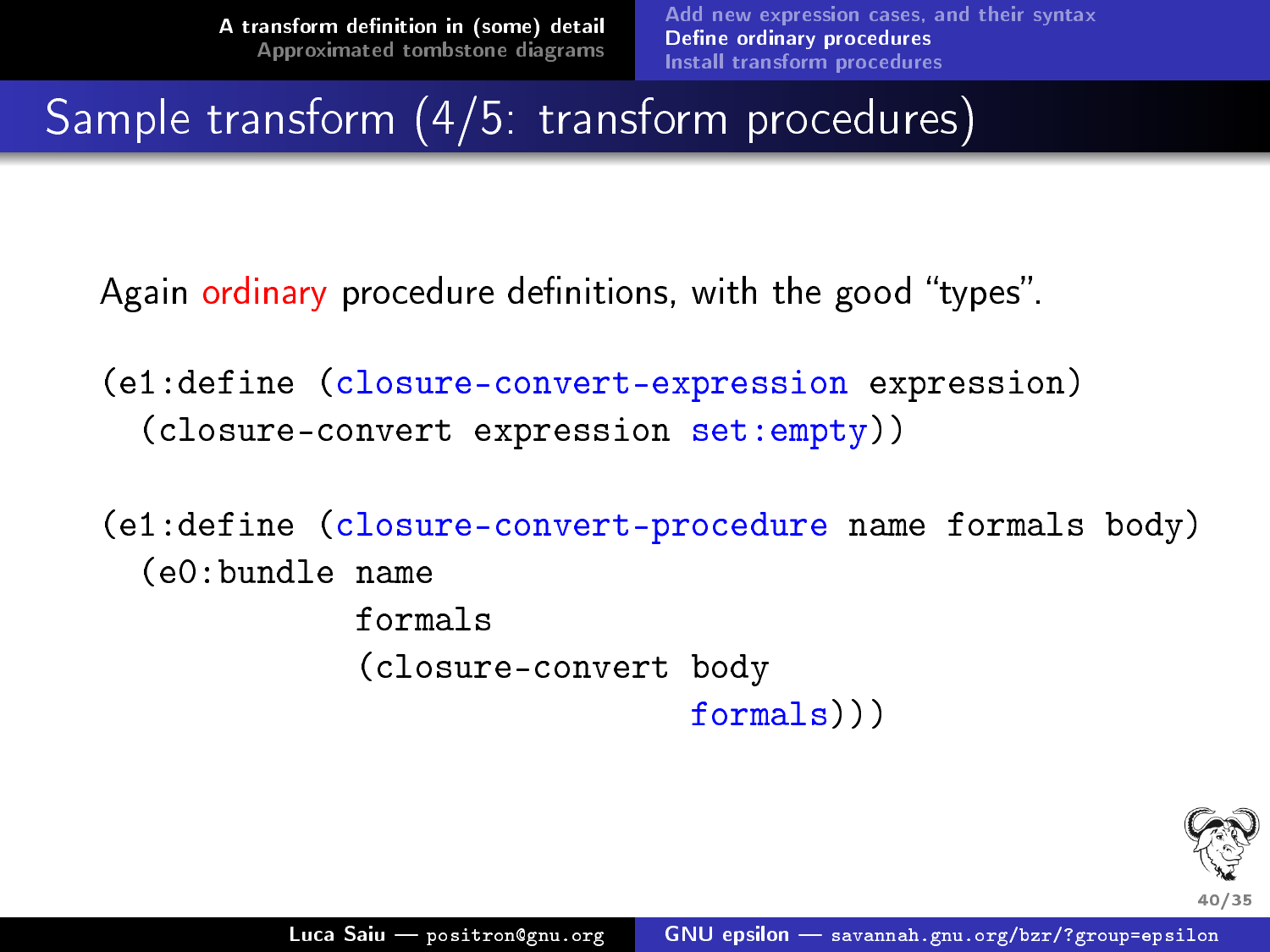# Sample transform (4/5: transform procedures)

Again ordinary procedure definitions, with the good "types".

```
(e1:define (closure-convert-expression expression)
  (closure-convert expression set:empty))

(e1:define (closure-convert-procedure name formals body)
  (e0:bundle name
             formals
             (closure-convert body
                              formals)))
```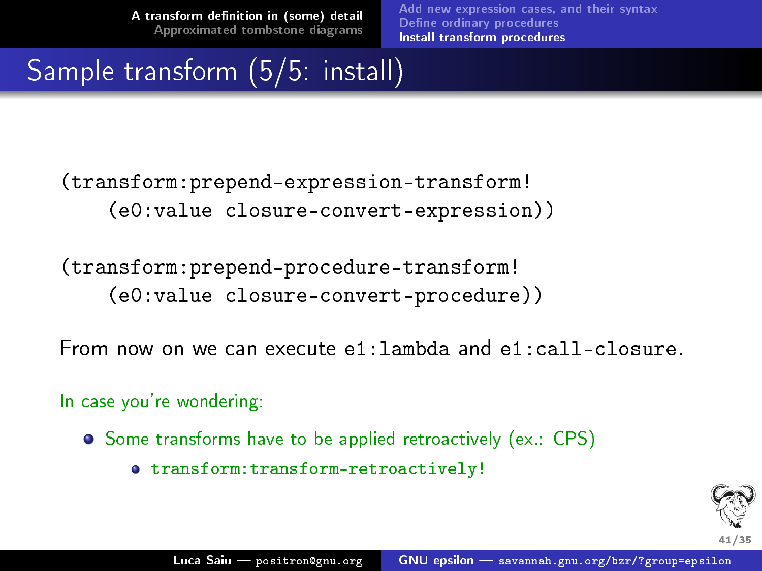## Sample transform (5/5: install)

```
(transform:prepend-expression-transform!
    (e0:value closure-convert-expression))

(transform:prepend-procedure-transform!
    (e0:value closure-convert-procedure))
```

From now on we can execute `e1:lambda` and `e1:call-closure`.

In case you're wondering:

- Some transforms have to be applied retroactively (ex.: CPS)
  - `transform:transform-retroactively!`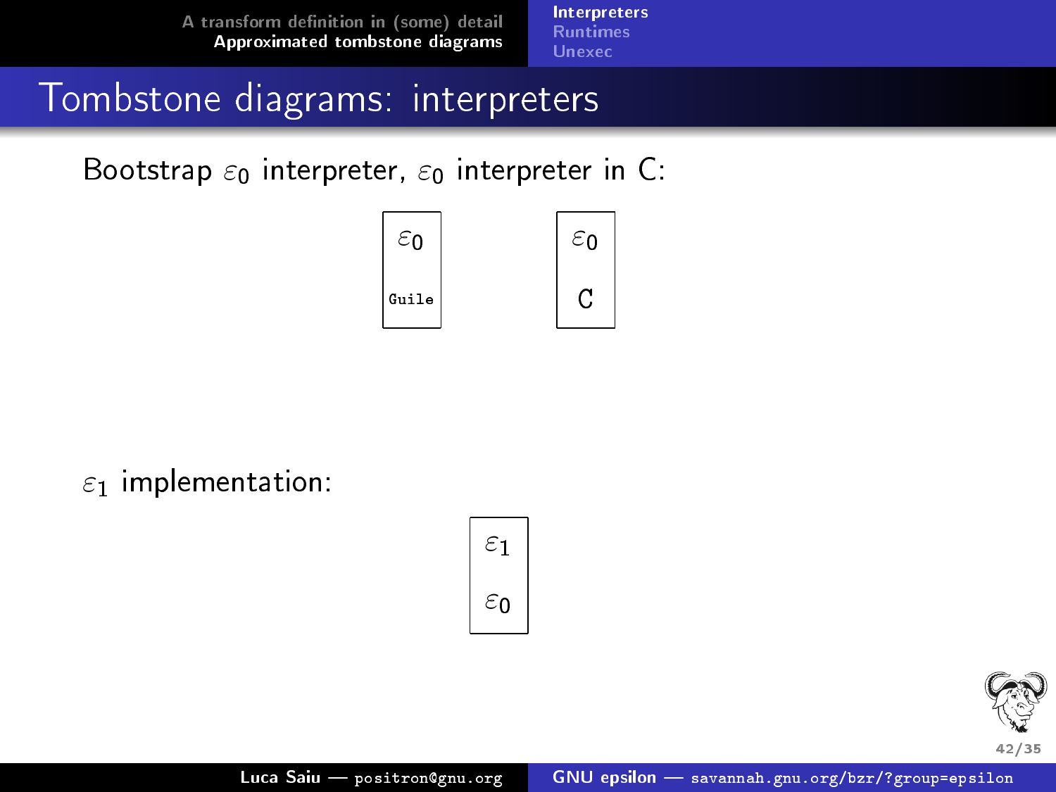# Tombstone diagrams: interpreters

Bootstrap $\varepsilon_0$ interpreter, $\varepsilon_0$ interpreter in C:

| $\varepsilon_0$ |
|---|
| Guile |

| $\varepsilon_0$ |
|---|
| C |

$\varepsilon_1$ implementation:

| $\varepsilon_1$ |
|---|
| $\varepsilon_0$ |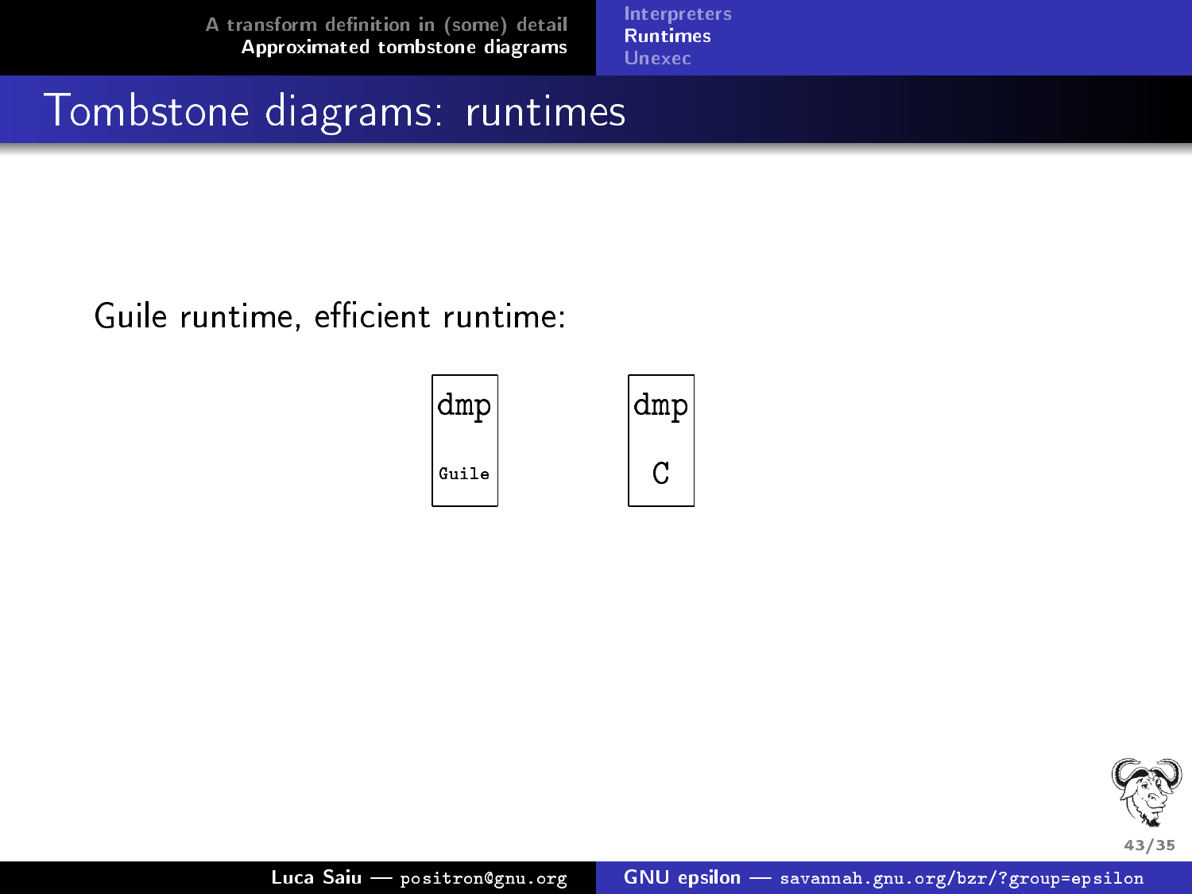# Tombstone diagrams: runtimes

Guile runtime, efficient runtime:

| dmp |
|---|
| Guile |

| dmp |
|---|
| C |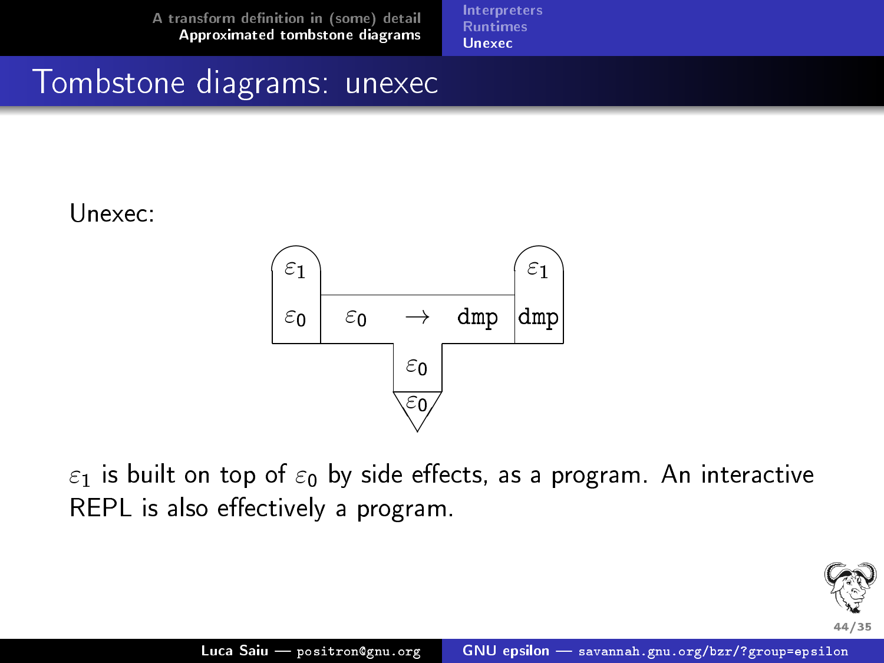# Tombstone diagrams: unexec

Unexec:

$\varepsilon_1$

$\varepsilon_0$

$\varepsilon_0 \quad \rightarrow \quad$ dmp

$\varepsilon_1$

dmp

$\varepsilon_0$

$\varepsilon_0$

$\varepsilon_1$ is built on top of $\varepsilon_0$ by side effects, as a program. An interactive REPL is also effectively a program.